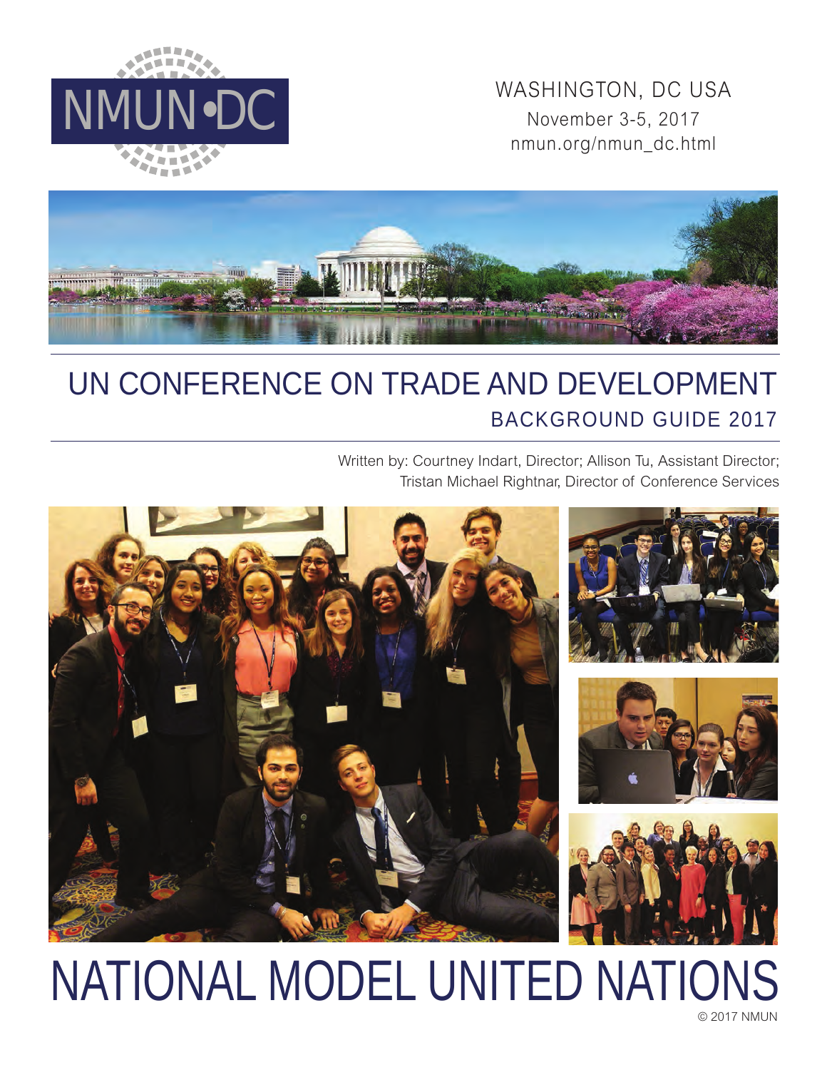NMUN•DC

WASHINGTON, DC USA
November 3-5, 2017
nmun.org/nmun_dc.html

# UN CONFERENCE ON TRADE AND DEVELOPMENT

## BACKGROUND GUIDE 2017

Written by: Courtney Indart, Director; Allison Tu, Assistant Director; Tristan Michael Rightnar, Director of Conference Services

# NATIONAL MODEL UNITED NATIONS

© 2017 NMUN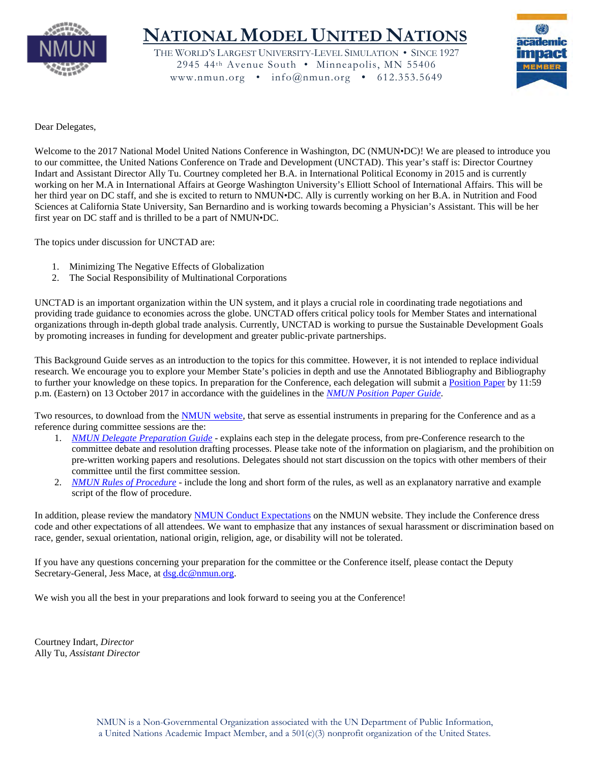# NATIONAL MODEL UNITED NATIONS

THE WORLD'S LARGEST UNIVERSITY-LEVEL SIMULATION • SINCE 1927
2945 44th Avenue South • Minneapolis, MN 55406
www.nmun.org • info@nmun.org • 612.353.5649

Dear Delegates,

Welcome to the 2017 National Model United Nations Conference in Washington, DC (NMUN•DC)! We are pleased to introduce you to our committee, the United Nations Conference on Trade and Development (UNCTAD). This year's staff is: Director Courtney Indart and Assistant Director Ally Tu. Courtney completed her B.A. in International Political Economy in 2015 and is currently working on her M.A in International Affairs at George Washington University's Elliott School of International Affairs. This will be her third year on DC staff, and she is excited to return to NMUN•DC. Ally is currently working on her B.A. in Nutrition and Food Sciences at California State University, San Bernardino and is working towards becoming a Physician's Assistant. This will be her first year on DC staff and is thrilled to be a part of NMUN•DC.

The topics under discussion for UNCTAD are:

1. Minimizing The Negative Effects of Globalization
2. The Social Responsibility of Multinational Corporations

UNCTAD is an important organization within the UN system, and it plays a crucial role in coordinating trade negotiations and providing trade guidance to economies across the globe. UNCTAD offers critical policy tools for Member States and international organizations through in-depth global trade analysis. Currently, UNCTAD is working to pursue the Sustainable Development Goals by promoting increases in funding for development and greater public-private partnerships.

This Background Guide serves as an introduction to the topics for this committee. However, it is not intended to replace individual research. We encourage you to explore your Member State's policies in depth and use the Annotated Bibliography and Bibliography to further your knowledge on these topics. In preparation for the Conference, each delegation will submit a Position Paper by 11:59 p.m. (Eastern) on 13 October 2017 in accordance with the guidelines in the *NMUN Position Paper Guide*.

Two resources, to download from the NMUN website, that serve as essential instruments in preparing for the Conference and as a reference during committee sessions are the:

1. *NMUN Delegate Preparation Guide* - explains each step in the delegate process, from pre-Conference research to the committee debate and resolution drafting processes. Please take note of the information on plagiarism, and the prohibition on pre-written working papers and resolutions. Delegates should not start discussion on the topics with other members of their committee until the first committee session.
2. *NMUN Rules of Procedure* - include the long and short form of the rules, as well as an explanatory narrative and example script of the flow of procedure.

In addition, please review the mandatory NMUN Conduct Expectations on the NMUN website. They include the Conference dress code and other expectations of all attendees. We want to emphasize that any instances of sexual harassment or discrimination based on race, gender, sexual orientation, national origin, religion, age, or disability will not be tolerated.

If you have any questions concerning your preparation for the committee or the Conference itself, please contact the Deputy Secretary-General, Jess Mace, at dsg.dc@nmun.org.

We wish you all the best in your preparations and look forward to seeing you at the Conference!

Courtney Indart, *Director*
Ally Tu, *Assistant Director*

NMUN is a Non-Governmental Organization associated with the UN Department of Public Information, a United Nations Academic Impact Member, and a 501(c)(3) nonprofit organization of the United States.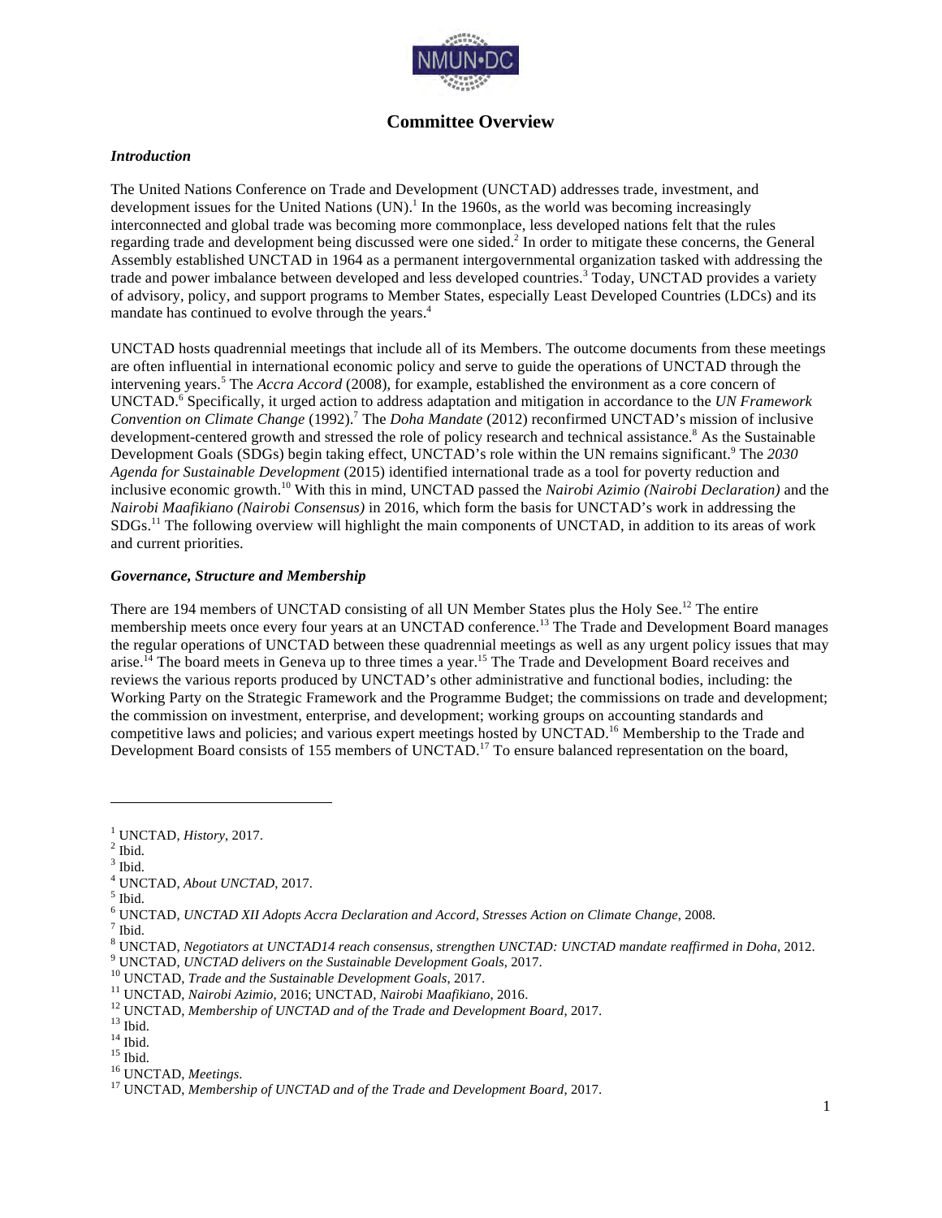# Committee Overview

***Introduction***

The United Nations Conference on Trade and Development (UNCTAD) addresses trade, investment, and development issues for the United Nations (UN).[1] In the 1960s, as the world was becoming increasingly interconnected and global trade was becoming more commonplace, less developed nations felt that the rules regarding trade and development being discussed were one sided.[2] In order to mitigate these concerns, the General Assembly established UNCTAD in 1964 as a permanent intergovernmental organization tasked with addressing the trade and power imbalance between developed and less developed countries.[3] Today, UNCTAD provides a variety of advisory, policy, and support programs to Member States, especially Least Developed Countries (LDCs) and its mandate has continued to evolve through the years.[4]

UNCTAD hosts quadrennial meetings that include all of its Members. The outcome documents from these meetings are often influential in international economic policy and serve to guide the operations of UNCTAD through the intervening years.[5] The *Accra Accord* (2008), for example, established the environment as a core concern of UNCTAD.[6] Specifically, it urged action to address adaptation and mitigation in accordance to the *UN Framework Convention on Climate Change* (1992).[7] The *Doha Mandate* (2012) reconfirmed UNCTAD's mission of inclusive development-centered growth and stressed the role of policy research and technical assistance.[8] As the Sustainable Development Goals (SDGs) begin taking effect, UNCTAD's role within the UN remains significant.[9] The *2030 Agenda for Sustainable Development* (2015) identified international trade as a tool for poverty reduction and inclusive economic growth.[10] With this in mind, UNCTAD passed the *Nairobi Azimio (Nairobi Declaration)* and the *Nairobi Maafikiano (Nairobi Consensus)* in 2016, which form the basis for UNCTAD's work in addressing the SDGs.[11] The following overview will highlight the main components of UNCTAD, in addition to its areas of work and current priorities.

***Governance, Structure and Membership***

There are 194 members of UNCTAD consisting of all UN Member States plus the Holy See.[12] The entire membership meets once every four years at an UNCTAD conference.[13] The Trade and Development Board manages the regular operations of UNCTAD between these quadrennial meetings as well as any urgent policy issues that may arise.[14] The board meets in Geneva up to three times a year.[15] The Trade and Development Board receives and reviews the various reports produced by UNCTAD's other administrative and functional bodies, including: the Working Party on the Strategic Framework and the Programme Budget; the commissions on trade and development; the commission on investment, enterprise, and development; working groups on accounting standards and competitive laws and policies; and various expert meetings hosted by UNCTAD.[16] Membership to the Trade and Development Board consists of 155 members of UNCTAD.[17] To ensure balanced representation on the board,

---

[1] UNCTAD, *History*, 2017.
[2] Ibid.
[3] Ibid.
[4] UNCTAD, *About UNCTAD*, 2017.
[5] Ibid.
[6] UNCTAD, *UNCTAD XII Adopts Accra Declaration and Accord, Stresses Action on Climate Change*, 2008.
[7] Ibid.
[8] UNCTAD, *Negotiators at UNCTAD14 reach consensus, strengthen UNCTAD: UNCTAD mandate reaffirmed in Doha*, 2012.
[9] UNCTAD, *UNCTAD delivers on the Sustainable Development Goals*, 2017.
[10] UNCTAD, *Trade and the Sustainable Development Goals*, 2017.
[11] UNCTAD, *Nairobi Azimio*, 2016; UNCTAD, *Nairobi Maafikiano*, 2016.
[12] UNCTAD, *Membership of UNCTAD and of the Trade and Development Board*, 2017.
[13] Ibid.
[14] Ibid.
[15] Ibid.
[16] UNCTAD, *Meetings*.
[17] UNCTAD, *Membership of UNCTAD and of the Trade and Development Board*, 2017.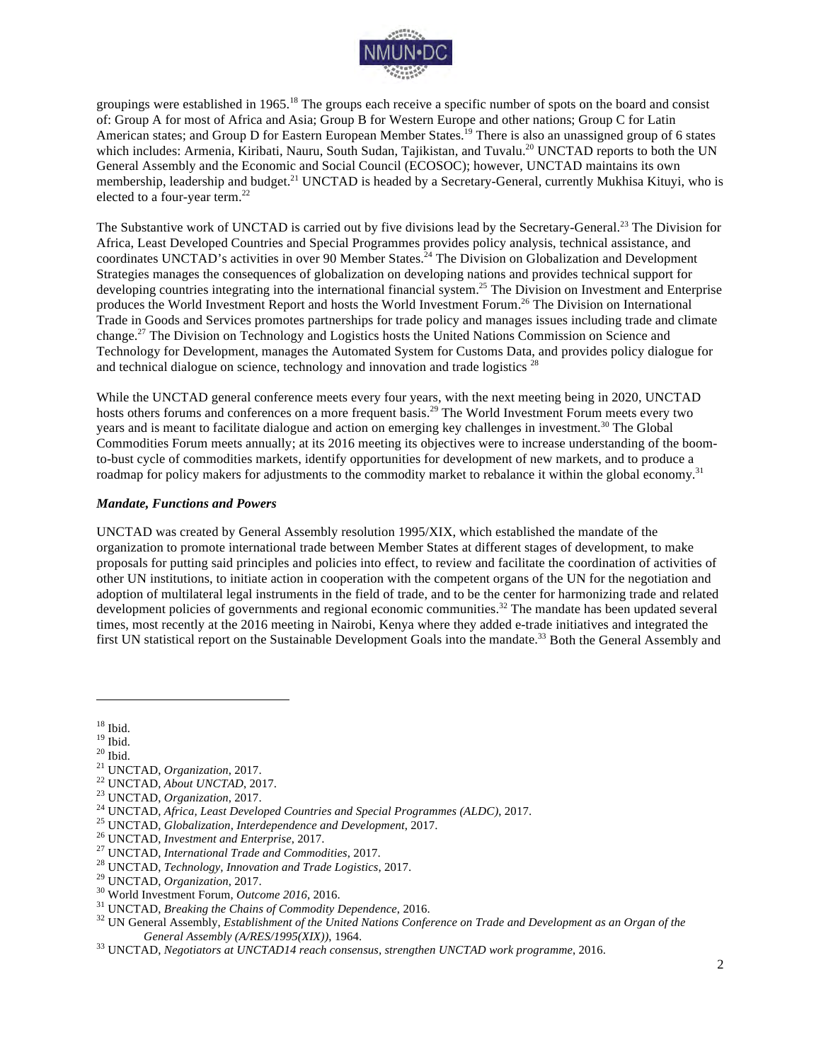groupings were established in 1965.[18] The groups each receive a specific number of spots on the board and consist of: Group A for most of Africa and Asia; Group B for Western Europe and other nations; Group C for Latin American states; and Group D for Eastern European Member States.[19] There is also an unassigned group of 6 states which includes: Armenia, Kiribati, Nauru, South Sudan, Tajikistan, and Tuvalu.[20] UNCTAD reports to both the UN General Assembly and the Economic and Social Council (ECOSOC); however, UNCTAD maintains its own membership, leadership and budget.[21] UNCTAD is headed by a Secretary-General, currently Mukhisa Kituyi, who is elected to a four-year term.[22]

The Substantive work of UNCTAD is carried out by five divisions lead by the Secretary-General.[23] The Division for Africa, Least Developed Countries and Special Programmes provides policy analysis, technical assistance, and coordinates UNCTAD's activities in over 90 Member States.[24] The Division on Globalization and Development Strategies manages the consequences of globalization on developing nations and provides technical support for developing countries integrating into the international financial system.[25] The Division on Investment and Enterprise produces the World Investment Report and hosts the World Investment Forum.[26] The Division on International Trade in Goods and Services promotes partnerships for trade policy and manages issues including trade and climate change.[27] The Division on Technology and Logistics hosts the United Nations Commission on Science and Technology for Development, manages the Automated System for Customs Data, and provides policy dialogue for and technical dialogue on science, technology and innovation and trade logistics [28]

While the UNCTAD general conference meets every four years, with the next meeting being in 2020, UNCTAD hosts others forums and conferences on a more frequent basis.[29] The World Investment Forum meets every two years and is meant to facilitate dialogue and action on emerging key challenges in investment.[30] The Global Commodities Forum meets annually; at its 2016 meeting its objectives were to increase understanding of the boom-to-bust cycle of commodities markets, identify opportunities for development of new markets, and to produce a roadmap for policy makers for adjustments to the commodity market to rebalance it within the global economy.[31]

***Mandate, Functions and Powers***

UNCTAD was created by General Assembly resolution 1995/XIX, which established the mandate of the organization to promote international trade between Member States at different stages of development, to make proposals for putting said principles and policies into effect, to review and facilitate the coordination of activities of other UN institutions, to initiate action in cooperation with the competent organs of the UN for the negotiation and adoption of multilateral legal instruments in the field of trade, and to be the center for harmonizing trade and related development policies of governments and regional economic communities.[32] The mandate has been updated several times, most recently at the 2016 meeting in Nairobi, Kenya where they added e-trade initiatives and integrated the first UN statistical report on the Sustainable Development Goals into the mandate.[33] Both the General Assembly and

---

[18] Ibid.
[19] Ibid.
[20] Ibid.
[21] UNCTAD, *Organization*, 2017.
[22] UNCTAD, *About UNCTAD*, 2017.
[23] UNCTAD, *Organization*, 2017.
[24] UNCTAD, *Africa, Least Developed Countries and Special Programmes (ALDC)*, 2017.
[25] UNCTAD, *Globalization, Interdependence and Development*, 2017.
[26] UNCTAD, *Investment and Enterprise*, 2017.
[27] UNCTAD, *International Trade and Commodities*, 2017.
[28] UNCTAD, *Technology, Innovation and Trade Logistics*, 2017.
[29] UNCTAD, *Organization*, 2017.
[30] World Investment Forum, *Outcome 2016*, 2016.
[31] UNCTAD, *Breaking the Chains of Commodity Dependence*, 2016.
[32] UN General Assembly, *Establishment of the United Nations Conference on Trade and Development as an Organ of the General Assembly (A/RES/1995(XIX))*, 1964.
[33] UNCTAD, *Negotiators at UNCTAD14 reach consensus, strengthen UNCTAD work programme*, 2016.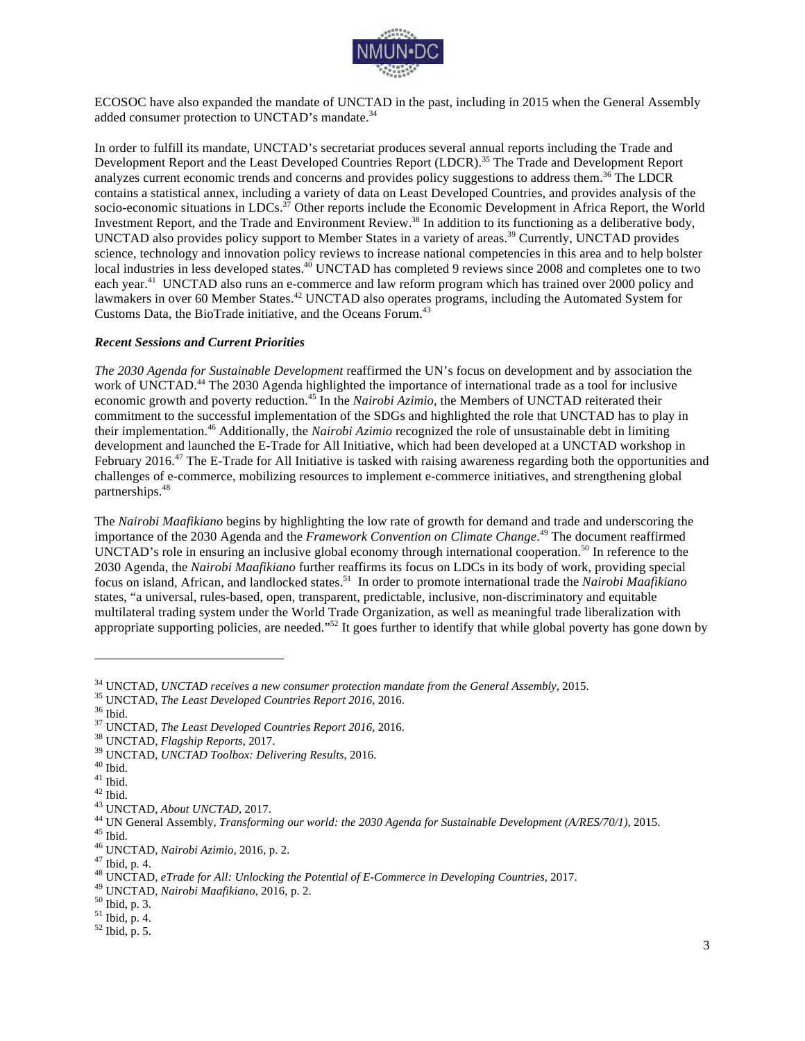ECOSOC have also expanded the mandate of UNCTAD in the past, including in 2015 when the General Assembly added consumer protection to UNCTAD's mandate.[34]

In order to fulfill its mandate, UNCTAD's secretariat produces several annual reports including the Trade and Development Report and the Least Developed Countries Report (LDCR).[35] The Trade and Development Report analyzes current economic trends and concerns and provides policy suggestions to address them.[36] The LDCR contains a statistical annex, including a variety of data on Least Developed Countries, and provides analysis of the socio-economic situations in LDCs.[37] Other reports include the Economic Development in Africa Report, the World Investment Report, and the Trade and Environment Review.[38] In addition to its functioning as a deliberative body, UNCTAD also provides policy support to Member States in a variety of areas.[39] Currently, UNCTAD provides science, technology and innovation policy reviews to increase national competencies in this area and to help bolster local industries in less developed states.[40] UNCTAD has completed 9 reviews since 2008 and completes one to two each year.[41] UNCTAD also runs an e-commerce and law reform program which has trained over 2000 policy and lawmakers in over 60 Member States.[42] UNCTAD also operates programs, including the Automated System for Customs Data, the BioTrade initiative, and the Oceans Forum.[43]

### *Recent Sessions and Current Priorities*

*The 2030 Agenda for Sustainable Development* reaffirmed the UN's focus on development and by association the work of UNCTAD.[44] The 2030 Agenda highlighted the importance of international trade as a tool for inclusive economic growth and poverty reduction.[45] In the *Nairobi Azimio*, the Members of UNCTAD reiterated their commitment to the successful implementation of the SDGs and highlighted the role that UNCTAD has to play in their implementation.[46] Additionally, the *Nairobi Azimio* recognized the role of unsustainable debt in limiting development and launched the E-Trade for All Initiative, which had been developed at a UNCTAD workshop in February 2016.[47] The E-Trade for All Initiative is tasked with raising awareness regarding both the opportunities and challenges of e-commerce, mobilizing resources to implement e-commerce initiatives, and strengthening global partnerships.[48]

The *Nairobi Maafikiano* begins by highlighting the low rate of growth for demand and trade and underscoring the importance of the 2030 Agenda and the *Framework Convention on Climate Change*.[49] The document reaffirmed UNCTAD's role in ensuring an inclusive global economy through international cooperation.[50] In reference to the 2030 Agenda, the *Nairobi Maafikiano* further reaffirms its focus on LDCs in its body of work, providing special focus on island, African, and landlocked states.[51] In order to promote international trade the *Nairobi Maafikiano* states, "a universal, rules-based, open, transparent, predictable, inclusive, non-discriminatory and equitable multilateral trading system under the World Trade Organization, as well as meaningful trade liberalization with appropriate supporting policies, are needed."[52] It goes further to identify that while global poverty has gone down by

---

[34] UNCTAD, *UNCTAD receives a new consumer protection mandate from the General Assembly*, 2015.
[35] UNCTAD, *The Least Developed Countries Report 2016*, 2016.
[36] Ibid.
[37] UNCTAD, *The Least Developed Countries Report 2016*, 2016.
[38] UNCTAD, *Flagship Reports*, 2017.
[39] UNCTAD, *UNCTAD Toolbox: Delivering Results*, 2016.
[40] Ibid.
[41] Ibid.
[42] Ibid.
[43] UNCTAD, *About UNCTAD*, 2017.
[44] UN General Assembly, *Transforming our world: the 2030 Agenda for Sustainable Development (A/RES/70/1)*, 2015.
[45] Ibid.
[46] UNCTAD, *Nairobi Azimio*, 2016, p. 2.
[47] Ibid, p. 4.
[48] UNCTAD, *eTrade for All: Unlocking the Potential of E-Commerce in Developing Countries*, 2017.
[49] UNCTAD, *Nairobi Maafikiano*, 2016, p. 2.
[50] Ibid, p. 3.
[51] Ibid, p. 4.
[52] Ibid, p. 5.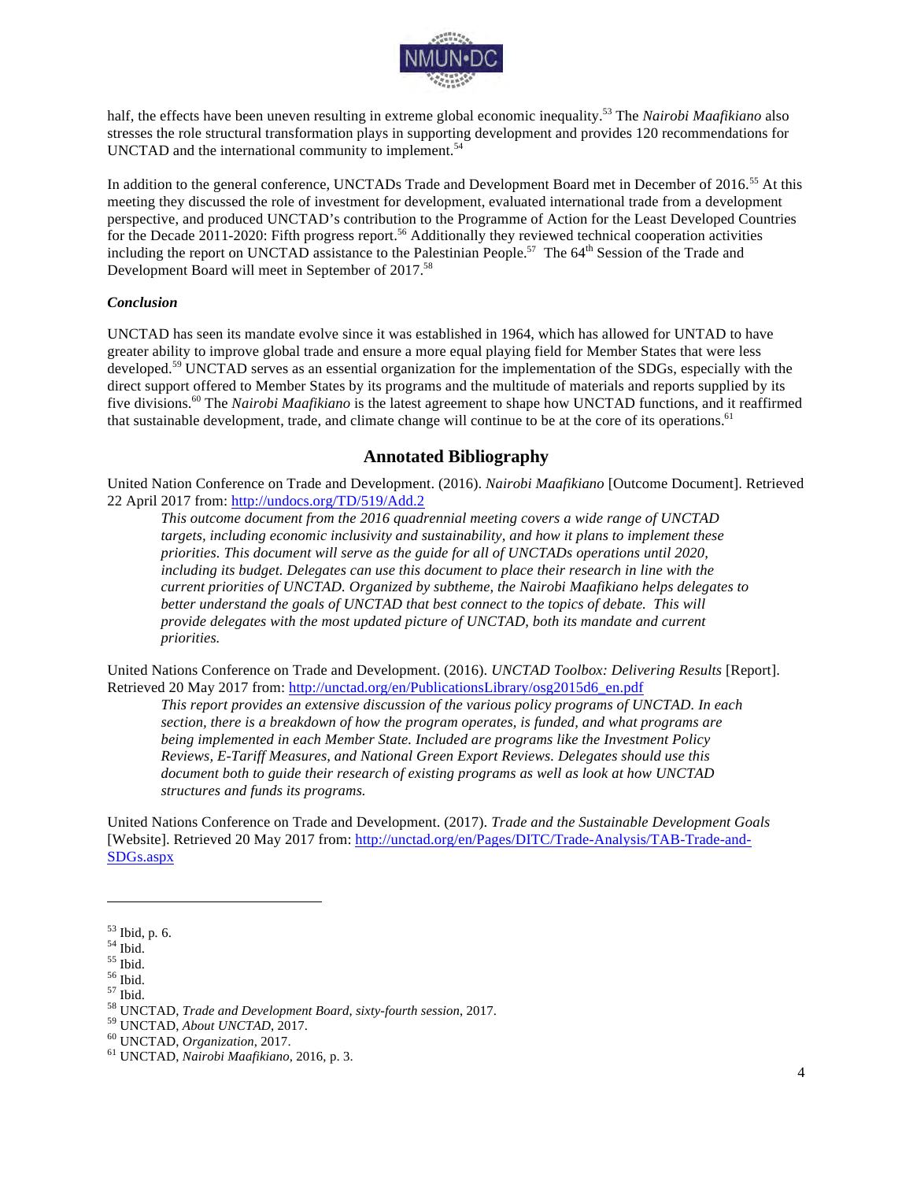half, the effects have been uneven resulting in extreme global economic inequality.[53] The *Nairobi Maafikiano* also stresses the role structural transformation plays in supporting development and provides 120 recommendations for UNCTAD and the international community to implement.[54]

In addition to the general conference, UNCTADs Trade and Development Board met in December of 2016.[55] At this meeting they discussed the role of investment for development, evaluated international trade from a development perspective, and produced UNCTAD's contribution to the Programme of Action for the Least Developed Countries for the Decade 2011-2020: Fifth progress report.[56] Additionally they reviewed technical cooperation activities including the report on UNCTAD assistance to the Palestinian People.[57] The 64th Session of the Trade and Development Board will meet in September of 2017.[58]

***Conclusion***

UNCTAD has seen its mandate evolve since it was established in 1964, which has allowed for UNTAD to have greater ability to improve global trade and ensure a more equal playing field for Member States that were less developed.[59] UNCTAD serves as an essential organization for the implementation of the SDGs, especially with the direct support offered to Member States by its programs and the multitude of materials and reports supplied by its five divisions.[60] The *Nairobi Maafikiano* is the latest agreement to shape how UNCTAD functions, and it reaffirmed that sustainable development, trade, and climate change will continue to be at the core of its operations.[61]

## Annotated Bibliography

United Nation Conference on Trade and Development. (2016). *Nairobi Maafikiano* [Outcome Document]. Retrieved 22 April 2017 from: http://undocs.org/TD/519/Add.2

> *This outcome document from the 2016 quadrennial meeting covers a wide range of UNCTAD targets, including economic inclusivity and sustainability, and how it plans to implement these priorities. This document will serve as the guide for all of UNCTADs operations until 2020, including its budget. Delegates can use this document to place their research in line with the current priorities of UNCTAD. Organized by subtheme, the Nairobi Maafikiano helps delegates to better understand the goals of UNCTAD that best connect to the topics of debate. This will provide delegates with the most updated picture of UNCTAD, both its mandate and current priorities.*

United Nations Conference on Trade and Development. (2016). *UNCTAD Toolbox: Delivering Results* [Report]. Retrieved 20 May 2017 from: http://unctad.org/en/PublicationsLibrary/osg2015d6_en.pdf

> *This report provides an extensive discussion of the various policy programs of UNCTAD. In each section, there is a breakdown of how the program operates, is funded, and what programs are being implemented in each Member State. Included are programs like the Investment Policy Reviews, E-Tariff Measures, and National Green Export Reviews. Delegates should use this document both to guide their research of existing programs as well as look at how UNCTAD structures and funds its programs.*

United Nations Conference on Trade and Development. (2017). *Trade and the Sustainable Development Goals* [Website]. Retrieved 20 May 2017 from: http://unctad.org/en/Pages/DITC/Trade-Analysis/TAB-Trade-and-SDGs.aspx

---

[53] Ibid, p. 6.
[54] Ibid.
[55] Ibid.
[56] Ibid.
[57] Ibid.
[58] UNCTAD, *Trade and Development Board, sixty-fourth session*, 2017.
[59] UNCTAD, *About UNCTAD*, 2017.
[60] UNCTAD, *Organization*, 2017.
[61] UNCTAD, *Nairobi Maafikiano*, 2016, p. 3.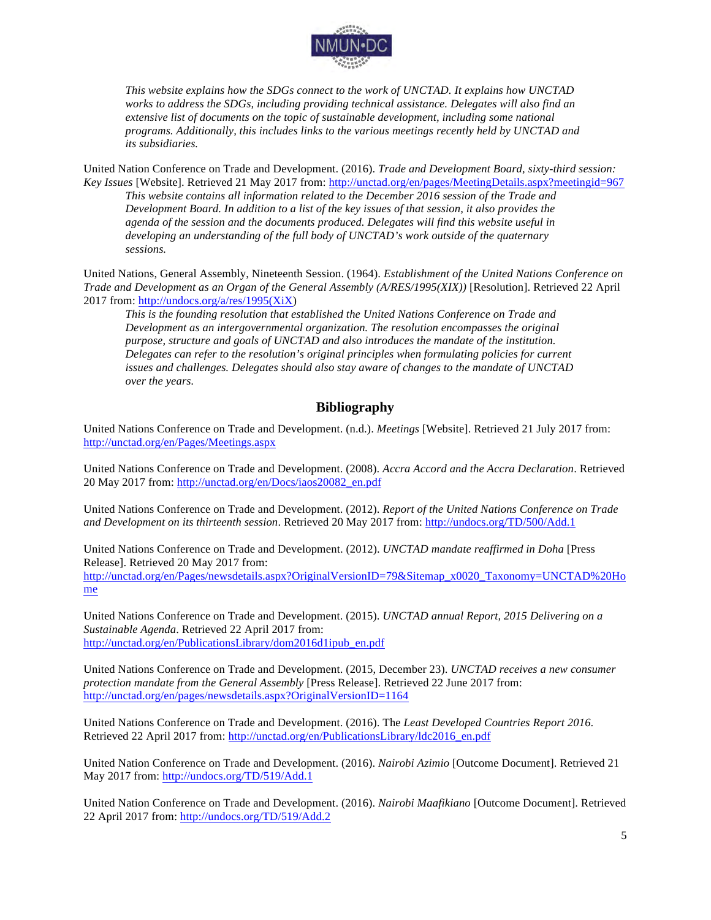*This website explains how the SDGs connect to the work of UNCTAD. It explains how UNCTAD works to address the SDGs, including providing technical assistance. Delegates will also find an extensive list of documents on the topic of sustainable development, including some national programs. Additionally, this includes links to the various meetings recently held by UNCTAD and its subsidiaries.*

United Nation Conference on Trade and Development. (2016). *Trade and Development Board, sixty-third session: Key Issues* [Website]. Retrieved 21 May 2017 from: http://unctad.org/en/pages/MeetingDetails.aspx?meetingid=967

*This website contains all information related to the December 2016 session of the Trade and Development Board. In addition to a list of the key issues of that session, it also provides the agenda of the session and the documents produced. Delegates will find this website useful in developing an understanding of the full body of UNCTAD's work outside of the quaternary sessions.*

United Nations, General Assembly, Nineteenth Session. (1964). *Establishment of the United Nations Conference on Trade and Development as an Organ of the General Assembly (A/RES/1995(XIX))* [Resolution]. Retrieved 22 April 2017 from: http://undocs.org/a/res/1995(XiX)

*This is the founding resolution that established the United Nations Conference on Trade and Development as an intergovernmental organization. The resolution encompasses the original purpose, structure and goals of UNCTAD and also introduces the mandate of the institution. Delegates can refer to the resolution's original principles when formulating policies for current issues and challenges. Delegates should also stay aware of changes to the mandate of UNCTAD over the years.*

## Bibliography

United Nations Conference on Trade and Development. (n.d.). *Meetings* [Website]. Retrieved 21 July 2017 from: http://unctad.org/en/Pages/Meetings.aspx

United Nations Conference on Trade and Development. (2008). *Accra Accord and the Accra Declaration*. Retrieved 20 May 2017 from: http://unctad.org/en/Docs/iaos20082_en.pdf

United Nations Conference on Trade and Development. (2012). *Report of the United Nations Conference on Trade and Development on its thirteenth session*. Retrieved 20 May 2017 from: http://undocs.org/TD/500/Add.1

United Nations Conference on Trade and Development. (2012). *UNCTAD mandate reaffirmed in Doha* [Press Release]. Retrieved 20 May 2017 from: http://unctad.org/en/Pages/newsdetails.aspx?OriginalVersionID=79&Sitemap_x0020_Taxonomy=UNCTAD%20Home

United Nations Conference on Trade and Development. (2015). *UNCTAD annual Report, 2015 Delivering on a Sustainable Agenda*. Retrieved 22 April 2017 from: http://unctad.org/en/PublicationsLibrary/dom2016d1ipub_en.pdf

United Nations Conference on Trade and Development. (2015, December 23). *UNCTAD receives a new consumer protection mandate from the General Assembly* [Press Release]. Retrieved 22 June 2017 from: http://unctad.org/en/pages/newsdetails.aspx?OriginalVersionID=1164

United Nations Conference on Trade and Development. (2016). The *Least Developed Countries Report 2016*. Retrieved 22 April 2017 from: http://unctad.org/en/PublicationsLibrary/ldc2016_en.pdf

United Nation Conference on Trade and Development. (2016). *Nairobi Azimio* [Outcome Document]. Retrieved 21 May 2017 from: http://undocs.org/TD/519/Add.1

United Nation Conference on Trade and Development. (2016). *Nairobi Maafikiano* [Outcome Document]. Retrieved 22 April 2017 from: http://undocs.org/TD/519/Add.2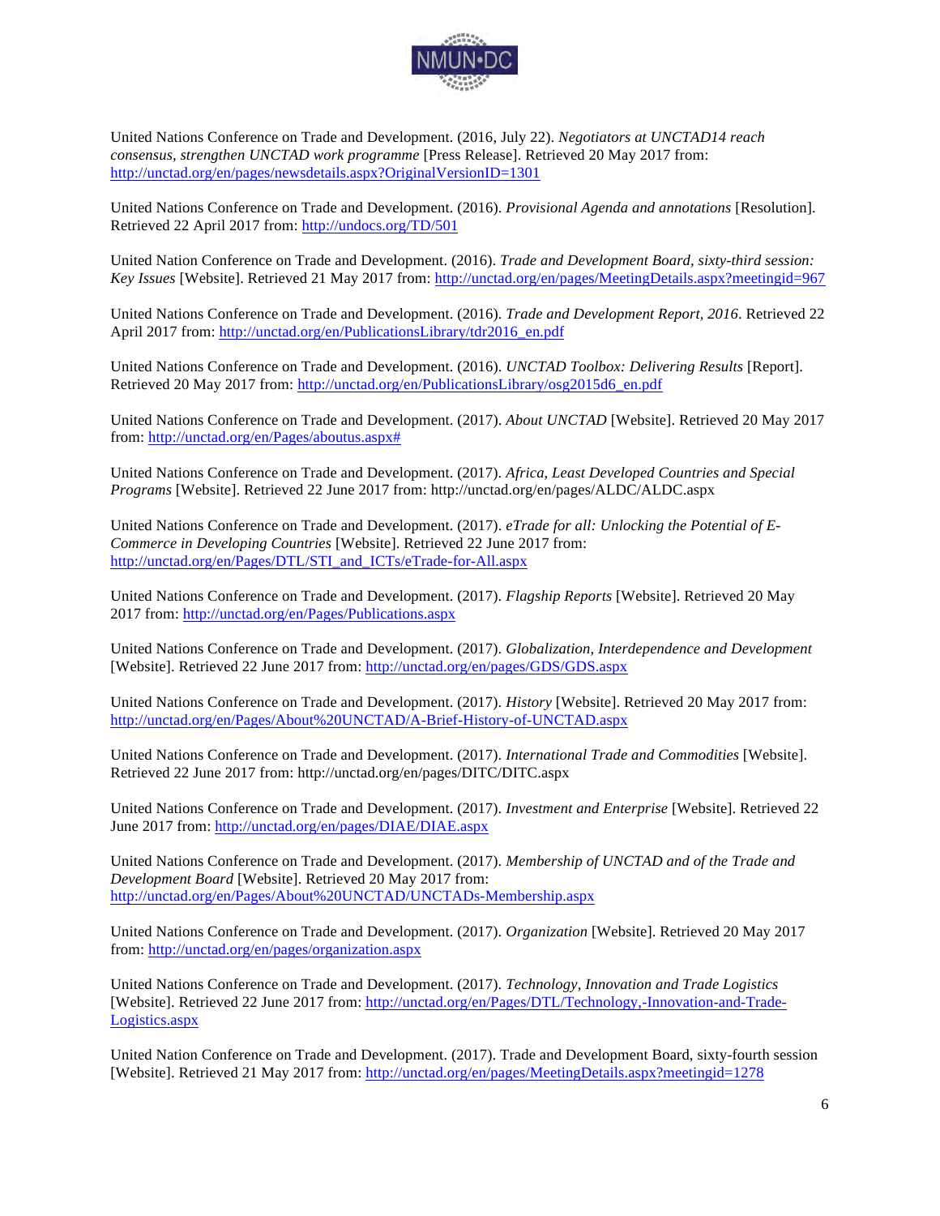United Nations Conference on Trade and Development. (2016, July 22). *Negotiators at UNCTAD14 reach consensus, strengthen UNCTAD work programme* [Press Release]. Retrieved 20 May 2017 from: http://unctad.org/en/pages/newsdetails.aspx?OriginalVersionID=1301

United Nations Conference on Trade and Development. (2016). *Provisional Agenda and annotations* [Resolution]. Retrieved 22 April 2017 from: http://undocs.org/TD/501

United Nation Conference on Trade and Development. (2016). *Trade and Development Board, sixty-third session: Key Issues* [Website]. Retrieved 21 May 2017 from: http://unctad.org/en/pages/MeetingDetails.aspx?meetingid=967

United Nations Conference on Trade and Development. (2016). *Trade and Development Report, 2016*. Retrieved 22 April 2017 from: http://unctad.org/en/PublicationsLibrary/tdr2016_en.pdf

United Nations Conference on Trade and Development. (2016). *UNCTAD Toolbox: Delivering Results* [Report]. Retrieved 20 May 2017 from: http://unctad.org/en/PublicationsLibrary/osg2015d6_en.pdf

United Nations Conference on Trade and Development. (2017). *About UNCTAD* [Website]. Retrieved 20 May 2017 from: http://unctad.org/en/Pages/aboutus.aspx#

United Nations Conference on Trade and Development. (2017). *Africa, Least Developed Countries and Special Programs* [Website]. Retrieved 22 June 2017 from: http://unctad.org/en/pages/ALDC/ALDC.aspx

United Nations Conference on Trade and Development. (2017). *eTrade for all: Unlocking the Potential of E-Commerce in Developing Countries* [Website]. Retrieved 22 June 2017 from: http://unctad.org/en/Pages/DTL/STI_and_ICTs/eTrade-for-All.aspx

United Nations Conference on Trade and Development. (2017). *Flagship Reports* [Website]. Retrieved 20 May 2017 from: http://unctad.org/en/Pages/Publications.aspx

United Nations Conference on Trade and Development. (2017). *Globalization, Interdependence and Development* [Website]. Retrieved 22 June 2017 from: http://unctad.org/en/pages/GDS/GDS.aspx

United Nations Conference on Trade and Development. (2017). *History* [Website]. Retrieved 20 May 2017 from: http://unctad.org/en/Pages/About%20UNCTAD/A-Brief-History-of-UNCTAD.aspx

United Nations Conference on Trade and Development. (2017). *International Trade and Commodities* [Website]. Retrieved 22 June 2017 from: http://unctad.org/en/pages/DITC/DITC.aspx

United Nations Conference on Trade and Development. (2017). *Investment and Enterprise* [Website]. Retrieved 22 June 2017 from: http://unctad.org/en/pages/DIAE/DIAE.aspx

United Nations Conference on Trade and Development. (2017). *Membership of UNCTAD and of the Trade and Development Board* [Website]. Retrieved 20 May 2017 from: http://unctad.org/en/Pages/About%20UNCTAD/UNCTADs-Membership.aspx

United Nations Conference on Trade and Development. (2017). *Organization* [Website]. Retrieved 20 May 2017 from: http://unctad.org/en/pages/organization.aspx

United Nations Conference on Trade and Development. (2017). *Technology, Innovation and Trade Logistics* [Website]. Retrieved 22 June 2017 from: http://unctad.org/en/Pages/DTL/Technology,-Innovation-and-Trade-Logistics.aspx

United Nation Conference on Trade and Development. (2017). Trade and Development Board, sixty-fourth session [Website]. Retrieved 21 May 2017 from: http://unctad.org/en/pages/MeetingDetails.aspx?meetingid=1278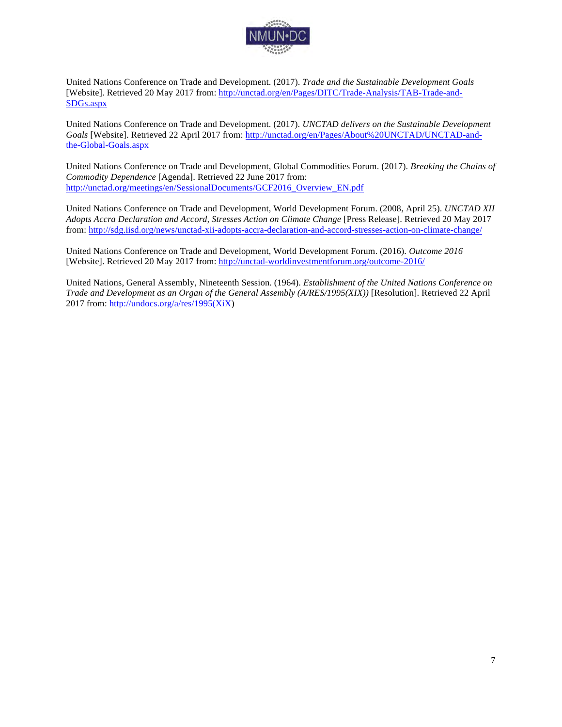United Nations Conference on Trade and Development. (2017). *Trade and the Sustainable Development Goals* [Website]. Retrieved 20 May 2017 from: http://unctad.org/en/Pages/DITC/Trade-Analysis/TAB-Trade-and-SDGs.aspx

United Nations Conference on Trade and Development. (2017). *UNCTAD delivers on the Sustainable Development Goals* [Website]. Retrieved 22 April 2017 from: http://unctad.org/en/Pages/About%20UNCTAD/UNCTAD-and-the-Global-Goals.aspx

United Nations Conference on Trade and Development, Global Commodities Forum. (2017). *Breaking the Chains of Commodity Dependence* [Agenda]. Retrieved 22 June 2017 from: http://unctad.org/meetings/en/SessionalDocuments/GCF2016_Overview_EN.pdf

United Nations Conference on Trade and Development, World Development Forum. (2008, April 25). *UNCTAD XII Adopts Accra Declaration and Accord, Stresses Action on Climate Change* [Press Release]. Retrieved 20 May 2017 from: http://sdg.iisd.org/news/unctad-xii-adopts-accra-declaration-and-accord-stresses-action-on-climate-change/

United Nations Conference on Trade and Development, World Development Forum. (2016). *Outcome 2016* [Website]. Retrieved 20 May 2017 from: http://unctad-worldinvestmentforum.org/outcome-2016/

United Nations, General Assembly, Nineteenth Session. (1964). *Establishment of the United Nations Conference on Trade and Development as an Organ of the General Assembly (A/RES/1995(XIX))* [Resolution]. Retrieved 22 April 2017 from: http://undocs.org/a/res/1995(XiX)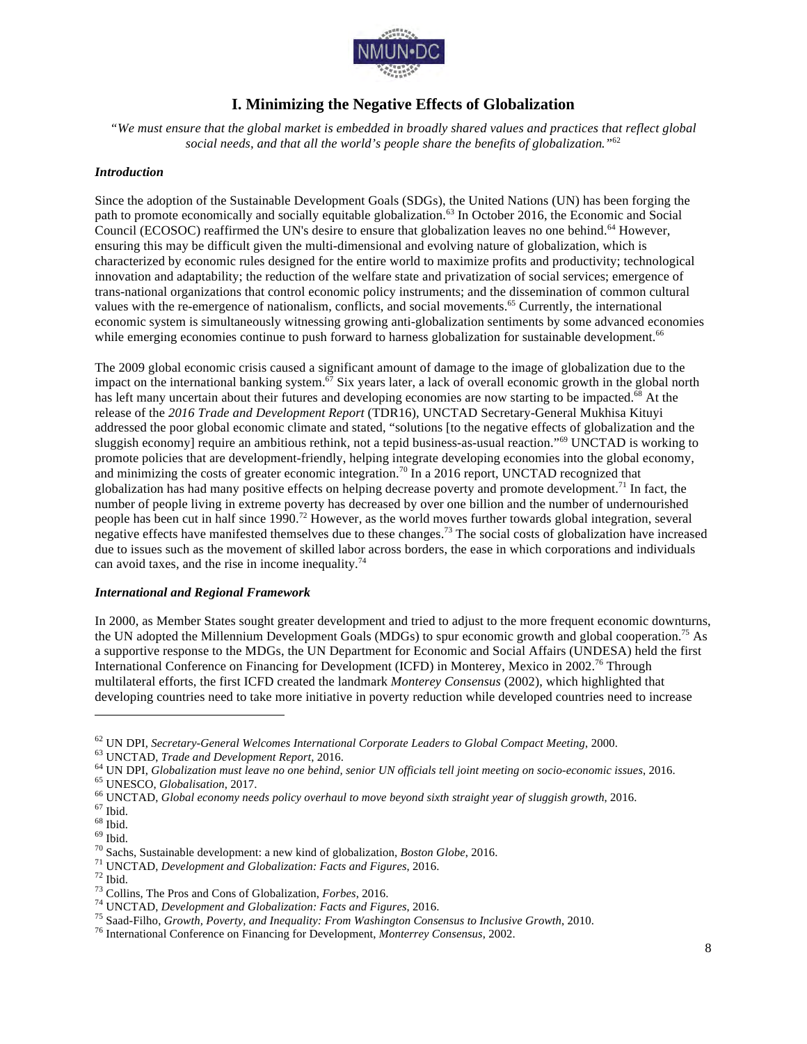## I. Minimizing the Negative Effects of Globalization

*"We must ensure that the global market is embedded in broadly shared values and practices that reflect global social needs, and that all the world's people share the benefits of globalization."*[62]

### *Introduction*

Since the adoption of the Sustainable Development Goals (SDGs), the United Nations (UN) has been forging the path to promote economically and socially equitable globalization.[63] In October 2016, the Economic and Social Council (ECOSOC) reaffirmed the UN's desire to ensure that globalization leaves no one behind.[64] However, ensuring this may be difficult given the multi-dimensional and evolving nature of globalization, which is characterized by economic rules designed for the entire world to maximize profits and productivity; technological innovation and adaptability; the reduction of the welfare state and privatization of social services; emergence of trans-national organizations that control economic policy instruments; and the dissemination of common cultural values with the re-emergence of nationalism, conflicts, and social movements.[65] Currently, the international economic system is simultaneously witnessing growing anti-globalization sentiments by some advanced economies while emerging economies continue to push forward to harness globalization for sustainable development.[66]

The 2009 global economic crisis caused a significant amount of damage to the image of globalization due to the impact on the international banking system.[67] Six years later, a lack of overall economic growth in the global north has left many uncertain about their futures and developing economies are now starting to be impacted.[68] At the release of the *2016 Trade and Development Report* (TDR16), UNCTAD Secretary-General Mukhisa Kituyi addressed the poor global economic climate and stated, "solutions [to the negative effects of globalization and the sluggish economy] require an ambitious rethink, not a tepid business-as-usual reaction."[69] UNCTAD is working to promote policies that are development-friendly, helping integrate developing economies into the global economy, and minimizing the costs of greater economic integration.[70] In a 2016 report, UNCTAD recognized that globalization has had many positive effects on helping decrease poverty and promote development.[71] In fact, the number of people living in extreme poverty has decreased by over one billion and the number of undernourished people has been cut in half since 1990.[72] However, as the world moves further towards global integration, several negative effects have manifested themselves due to these changes.[73] The social costs of globalization have increased due to issues such as the movement of skilled labor across borders, the ease in which corporations and individuals can avoid taxes, and the rise in income inequality.[74]

### *International and Regional Framework*

In 2000, as Member States sought greater development and tried to adjust to the more frequent economic downturns, the UN adopted the Millennium Development Goals (MDGs) to spur economic growth and global cooperation.[75] As a supportive response to the MDGs, the UN Department for Economic and Social Affairs (UNDESA) held the first International Conference on Financing for Development (ICFD) in Monterey, Mexico in 2002.[76] Through multilateral efforts, the first ICFD created the landmark *Monterey Consensus* (2002), which highlighted that developing countries need to take more initiative in poverty reduction while developed countries need to increase

---

[62] UN DPI, *Secretary-General Welcomes International Corporate Leaders to Global Compact Meeting*, 2000.
[63] UNCTAD, *Trade and Development Report*, 2016.
[64] UN DPI, *Globalization must leave no one behind, senior UN officials tell joint meeting on socio-economic issues*, 2016.
[65] UNESCO, *Globalisation*, 2017.
[66] UNCTAD, *Global economy needs policy overhaul to move beyond sixth straight year of sluggish growth*, 2016.
[67] Ibid.
[68] Ibid.
[69] Ibid.
[70] Sachs, Sustainable development: a new kind of globalization, *Boston Globe*, 2016.
[71] UNCTAD, *Development and Globalization: Facts and Figures*, 2016.
[72] Ibid.
[73] Collins, The Pros and Cons of Globalization, *Forbes*, 2016.
[74] UNCTAD, *Development and Globalization: Facts and Figures*, 2016.
[75] Saad-Filho, *Growth, Poverty, and Inequality: From Washington Consensus to Inclusive Growth*, 2010.
[76] International Conference on Financing for Development, *Monterrey Consensus*, 2002.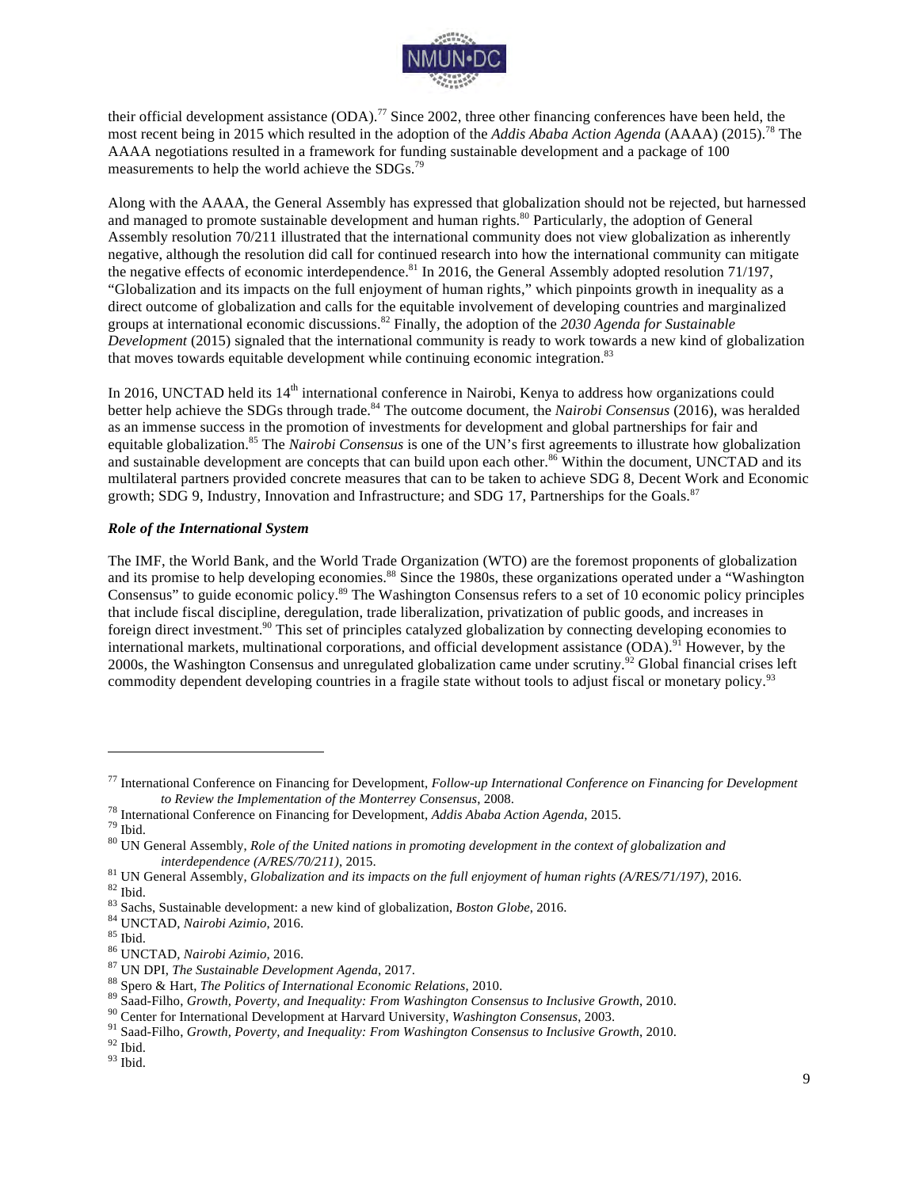their official development assistance (ODA).[77] Since 2002, three other financing conferences have been held, the most recent being in 2015 which resulted in the adoption of the *Addis Ababa Action Agenda* (AAAA) (2015).[78] The AAAA negotiations resulted in a framework for funding sustainable development and a package of 100 measurements to help the world achieve the SDGs.[79]

Along with the AAAA, the General Assembly has expressed that globalization should not be rejected, but harnessed and managed to promote sustainable development and human rights.[80] Particularly, the adoption of General Assembly resolution 70/211 illustrated that the international community does not view globalization as inherently negative, although the resolution did call for continued research into how the international community can mitigate the negative effects of economic interdependence.[81] In 2016, the General Assembly adopted resolution 71/197, "Globalization and its impacts on the full enjoyment of human rights," which pinpoints growth in inequality as a direct outcome of globalization and calls for the equitable involvement of developing countries and marginalized groups at international economic discussions.[82] Finally, the adoption of the *2030 Agenda for Sustainable Development* (2015) signaled that the international community is ready to work towards a new kind of globalization that moves towards equitable development while continuing economic integration.[83]

In 2016, UNCTAD held its 14th international conference in Nairobi, Kenya to address how organizations could better help achieve the SDGs through trade.[84] The outcome document, the *Nairobi Consensus* (2016), was heralded as an immense success in the promotion of investments for development and global partnerships for fair and equitable globalization.[85] The *Nairobi Consensus* is one of the UN's first agreements to illustrate how globalization and sustainable development are concepts that can build upon each other.[86] Within the document, UNCTAD and its multilateral partners provided concrete measures that can to be taken to achieve SDG 8, Decent Work and Economic growth; SDG 9, Industry, Innovation and Infrastructure; and SDG 17, Partnerships for the Goals.[87]

***Role of the International System***

The IMF, the World Bank, and the World Trade Organization (WTO) are the foremost proponents of globalization and its promise to help developing economies.[88] Since the 1980s, these organizations operated under a "Washington Consensus" to guide economic policy.[89] The Washington Consensus refers to a set of 10 economic policy principles that include fiscal discipline, deregulation, trade liberalization, privatization of public goods, and increases in foreign direct investment.[90] This set of principles catalyzed globalization by connecting developing economies to international markets, multinational corporations, and official development assistance (ODA).[91] However, by the 2000s, the Washington Consensus and unregulated globalization came under scrutiny.[92] Global financial crises left commodity dependent developing countries in a fragile state without tools to adjust fiscal or monetary policy.[93]

---

[77] International Conference on Financing for Development, *Follow-up International Conference on Financing for Development to Review the Implementation of the Monterrey Consensus*, 2008.
[78] International Conference on Financing for Development, *Addis Ababa Action Agenda*, 2015.
[79] Ibid.
[80] UN General Assembly, *Role of the United nations in promoting development in the context of globalization and interdependence (A/RES/70/211)*, 2015.
[81] UN General Assembly, *Globalization and its impacts on the full enjoyment of human rights (A/RES/71/197)*, 2016.
[82] Ibid.
[83] Sachs, Sustainable development: a new kind of globalization, *Boston Globe*, 2016.
[84] UNCTAD, *Nairobi Azimio*, 2016.
[85] Ibid.
[86] UNCTAD, *Nairobi Azimio*, 2016.
[87] UN DPI, *The Sustainable Development Agenda*, 2017.
[88] Spero & Hart, *The Politics of International Economic Relations*, 2010.
[89] Saad-Filho, *Growth, Poverty, and Inequality: From Washington Consensus to Inclusive Growth*, 2010.
[90] Center for International Development at Harvard University, *Washington Consensus*, 2003.
[91] Saad-Filho, *Growth, Poverty, and Inequality: From Washington Consensus to Inclusive Growth*, 2010.
[92] Ibid.
[93] Ibid.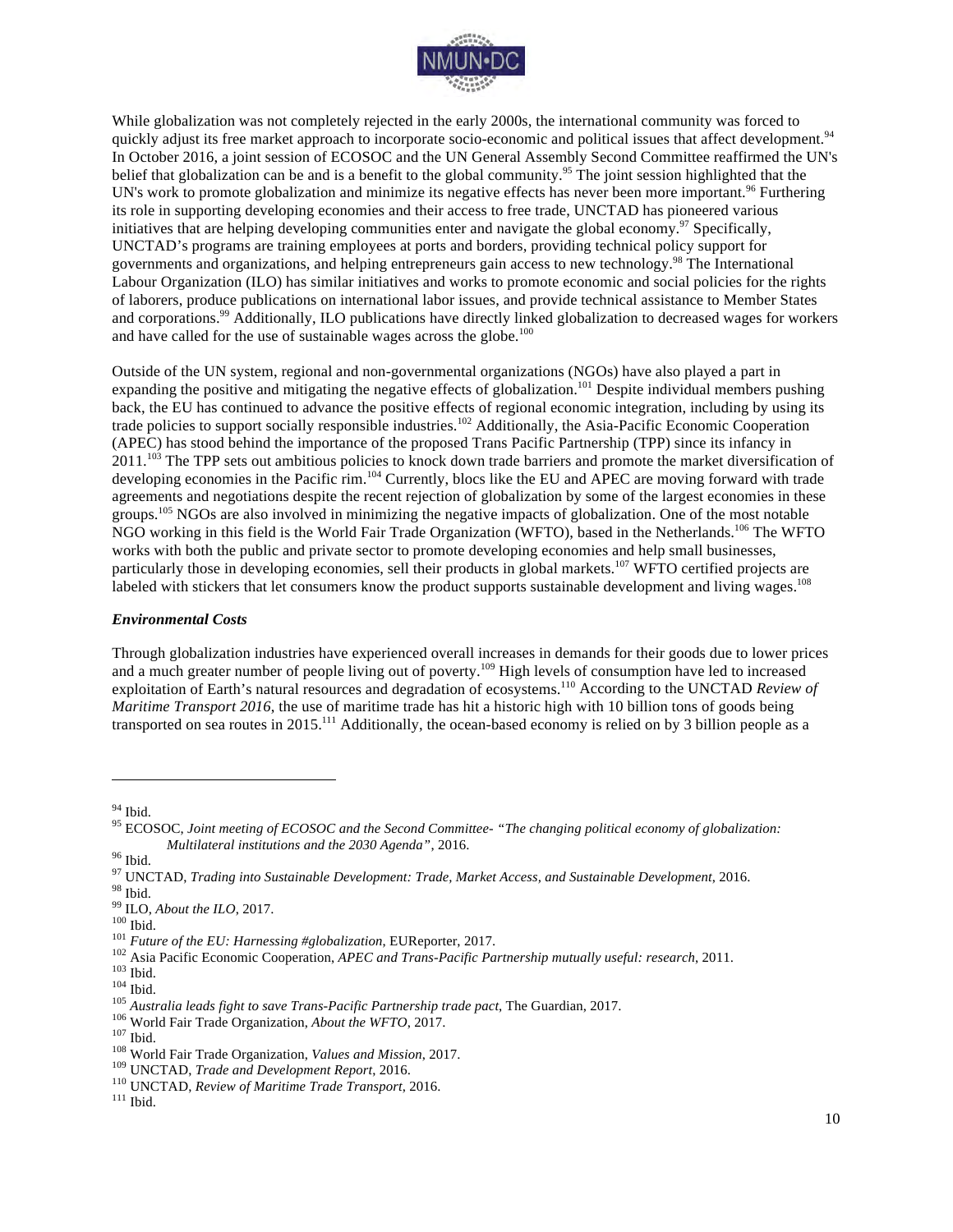While globalization was not completely rejected in the early 2000s, the international community was forced to quickly adjust its free market approach to incorporate socio-economic and political issues that affect development.[94] In October 2016, a joint session of ECOSOC and the UN General Assembly Second Committee reaffirmed the UN's belief that globalization can be and is a benefit to the global community.[95] The joint session highlighted that the UN's work to promote globalization and minimize its negative effects has never been more important.[96] Furthering its role in supporting developing economies and their access to free trade, UNCTAD has pioneered various initiatives that are helping developing communities enter and navigate the global economy.[97] Specifically, UNCTAD's programs are training employees at ports and borders, providing technical policy support for governments and organizations, and helping entrepreneurs gain access to new technology.[98] The International Labour Organization (ILO) has similar initiatives and works to promote economic and social policies for the rights of laborers, produce publications on international labor issues, and provide technical assistance to Member States and corporations.[99] Additionally, ILO publications have directly linked globalization to decreased wages for workers and have called for the use of sustainable wages across the globe.[100]

Outside of the UN system, regional and non-governmental organizations (NGOs) have also played a part in expanding the positive and mitigating the negative effects of globalization.[101] Despite individual members pushing back, the EU has continued to advance the positive effects of regional economic integration, including by using its trade policies to support socially responsible industries.[102] Additionally, the Asia-Pacific Economic Cooperation (APEC) has stood behind the importance of the proposed Trans Pacific Partnership (TPP) since its infancy in 2011.[103] The TPP sets out ambitious policies to knock down trade barriers and promote the market diversification of developing economies in the Pacific rim.[104] Currently, blocs like the EU and APEC are moving forward with trade agreements and negotiations despite the recent rejection of globalization by some of the largest economies in these groups.[105] NGOs are also involved in minimizing the negative impacts of globalization. One of the most notable NGO working in this field is the World Fair Trade Organization (WFTO), based in the Netherlands.[106] The WFTO works with both the public and private sector to promote developing economies and help small businesses, particularly those in developing economies, sell their products in global markets.[107] WFTO certified projects are labeled with stickers that let consumers know the product supports sustainable development and living wages.[108]

### *Environmental Costs*

Through globalization industries have experienced overall increases in demands for their goods due to lower prices and a much greater number of people living out of poverty.[109] High levels of consumption have led to increased exploitation of Earth's natural resources and degradation of ecosystems.[110] According to the UNCTAD *Review of Maritime Transport 2016*, the use of maritime trade has hit a historic high with 10 billion tons of goods being transported on sea routes in 2015.[111] Additionally, the ocean-based economy is relied on by 3 billion people as a

---

[94] Ibid.

[95] ECOSOC, *Joint meeting of ECOSOC and the Second Committee- "The changing political economy of globalization: Multilateral institutions and the 2030 Agenda"*, 2016.

[96] Ibid.

[97] UNCTAD, *Trading into Sustainable Development: Trade, Market Access, and Sustainable Development*, 2016.

[98] Ibid.

[99] ILO, *About the ILO*, 2017.

[100] Ibid.

[101] *Future of the EU: Harnessing #globalization*, EUReporter, 2017.

[102] Asia Pacific Economic Cooperation, *APEC and Trans-Pacific Partnership mutually useful: research*, 2011.

[103] Ibid.

[104] Ibid.

[105] *Australia leads fight to save Trans-Pacific Partnership trade pact*, The Guardian, 2017.

[106] World Fair Trade Organization, *About the WFTO*, 2017.

[107] Ibid.

[108] World Fair Trade Organization, *Values and Mission*, 2017.

[109] UNCTAD, *Trade and Development Report*, 2016.

[110] UNCTAD, *Review of Maritime Trade Transport*, 2016.

[111] Ibid.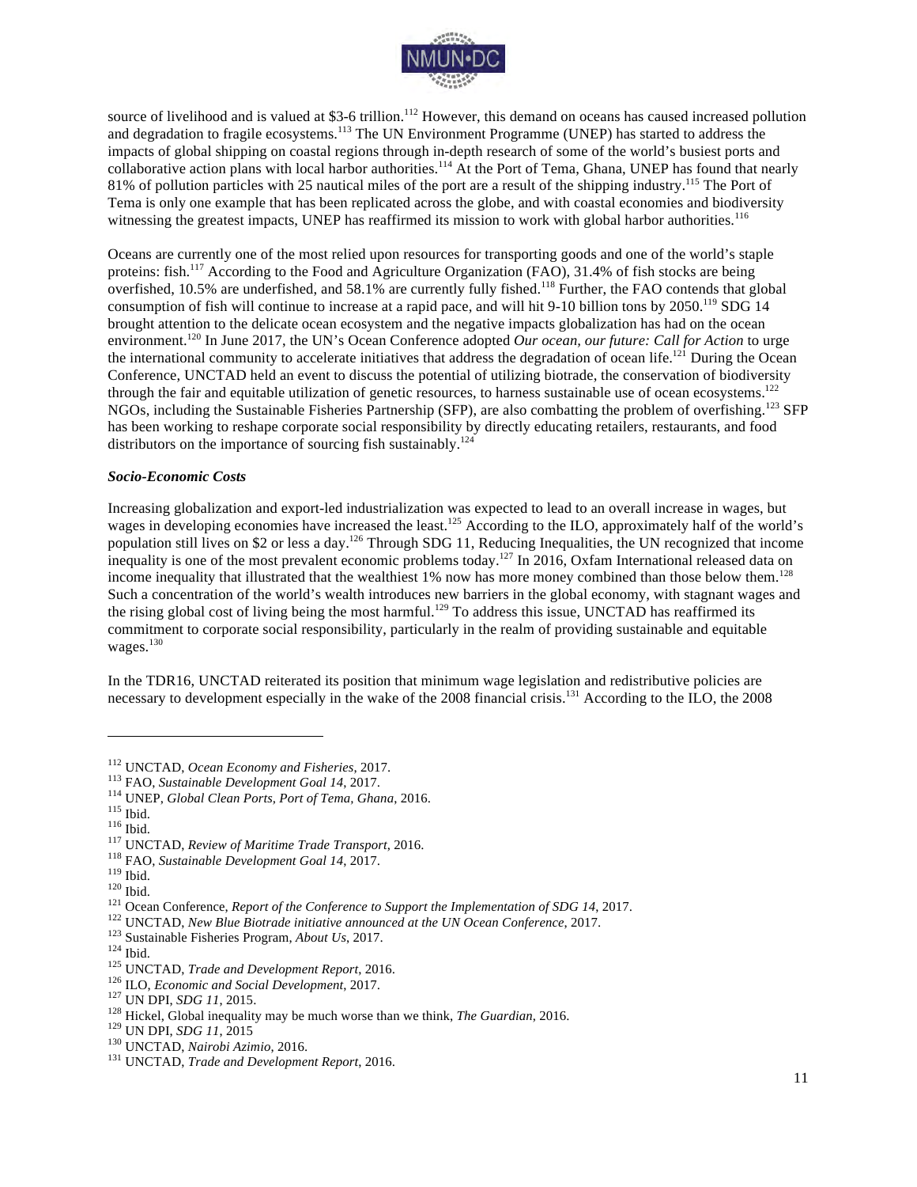source of livelihood and is valued at $3-6 trillion.[112] However, this demand on oceans has caused increased pollution and degradation to fragile ecosystems.[113] The UN Environment Programme (UNEP) has started to address the impacts of global shipping on coastal regions through in-depth research of some of the world's busiest ports and collaborative action plans with local harbor authorities.[114] At the Port of Tema, Ghana, UNEP has found that nearly 81% of pollution particles with 25 nautical miles of the port are a result of the shipping industry.[115] The Port of Tema is only one example that has been replicated across the globe, and with coastal economies and biodiversity witnessing the greatest impacts, UNEP has reaffirmed its mission to work with global harbor authorities.[116]

Oceans are currently one of the most relied upon resources for transporting goods and one of the world's staple proteins: fish.[117] According to the Food and Agriculture Organization (FAO), 31.4% of fish stocks are being overfished, 10.5% are underfished, and 58.1% are currently fully fished.[118] Further, the FAO contends that global consumption of fish will continue to increase at a rapid pace, and will hit 9-10 billion tons by 2050.[119] SDG 14 brought attention to the delicate ocean ecosystem and the negative impacts globalization has had on the ocean environment.[120] In June 2017, the UN's Ocean Conference adopted *Our ocean, our future: Call for Action* to urge the international community to accelerate initiatives that address the degradation of ocean life.[121] During the Ocean Conference, UNCTAD held an event to discuss the potential of utilizing biotrade, the conservation of biodiversity through the fair and equitable utilization of genetic resources, to harness sustainable use of ocean ecosystems.[122] NGOs, including the Sustainable Fisheries Partnership (SFP), are also combatting the problem of overfishing.[123] SFP has been working to reshape corporate social responsibility by directly educating retailers, restaurants, and food distributors on the importance of sourcing fish sustainably.[124]

### *Socio-Economic Costs*

Increasing globalization and export-led industrialization was expected to lead to an overall increase in wages, but wages in developing economies have increased the least.[125] According to the ILO, approximately half of the world's population still lives on $2 or less a day.[126] Through SDG 11, Reducing Inequalities, the UN recognized that income inequality is one of the most prevalent economic problems today.[127] In 2016, Oxfam International released data on income inequality that illustrated that the wealthiest 1% now has more money combined than those below them.[128] Such a concentration of the world's wealth introduces new barriers in the global economy, with stagnant wages and the rising global cost of living being the most harmful.[129] To address this issue, UNCTAD has reaffirmed its commitment to corporate social responsibility, particularly in the realm of providing sustainable and equitable wages.[130]

In the TDR16, UNCTAD reiterated its position that minimum wage legislation and redistributive policies are necessary to development especially in the wake of the 2008 financial crisis.[131] According to the ILO, the 2008

---

[112] UNCTAD, *Ocean Economy and Fisheries*, 2017.
[113] FAO, *Sustainable Development Goal 14*, 2017.
[114] UNEP, *Global Clean Ports, Port of Tema, Ghana*, 2016.
[115] Ibid.
[116] Ibid.
[117] UNCTAD, *Review of Maritime Trade Transport*, 2016.
[118] FAO, *Sustainable Development Goal 14*, 2017.
[119] Ibid.
[120] Ibid.
[121] Ocean Conference, *Report of the Conference to Support the Implementation of SDG 14*, 2017.
[122] UNCTAD, *New Blue Biotrade initiative announced at the UN Ocean Conference*, 2017.
[123] Sustainable Fisheries Program, *About Us*, 2017.
[124] Ibid.
[125] UNCTAD, *Trade and Development Report*, 2016.
[126] ILO, *Economic and Social Development*, 2017.
[127] UN DPI, *SDG 11*, 2015.
[128] Hickel, Global inequality may be much worse than we think, *The Guardian*, 2016.
[129] UN DPI, *SDG 11*, 2015
[130] UNCTAD, *Nairobi Azimio*, 2016.
[131] UNCTAD, *Trade and Development Report*, 2016.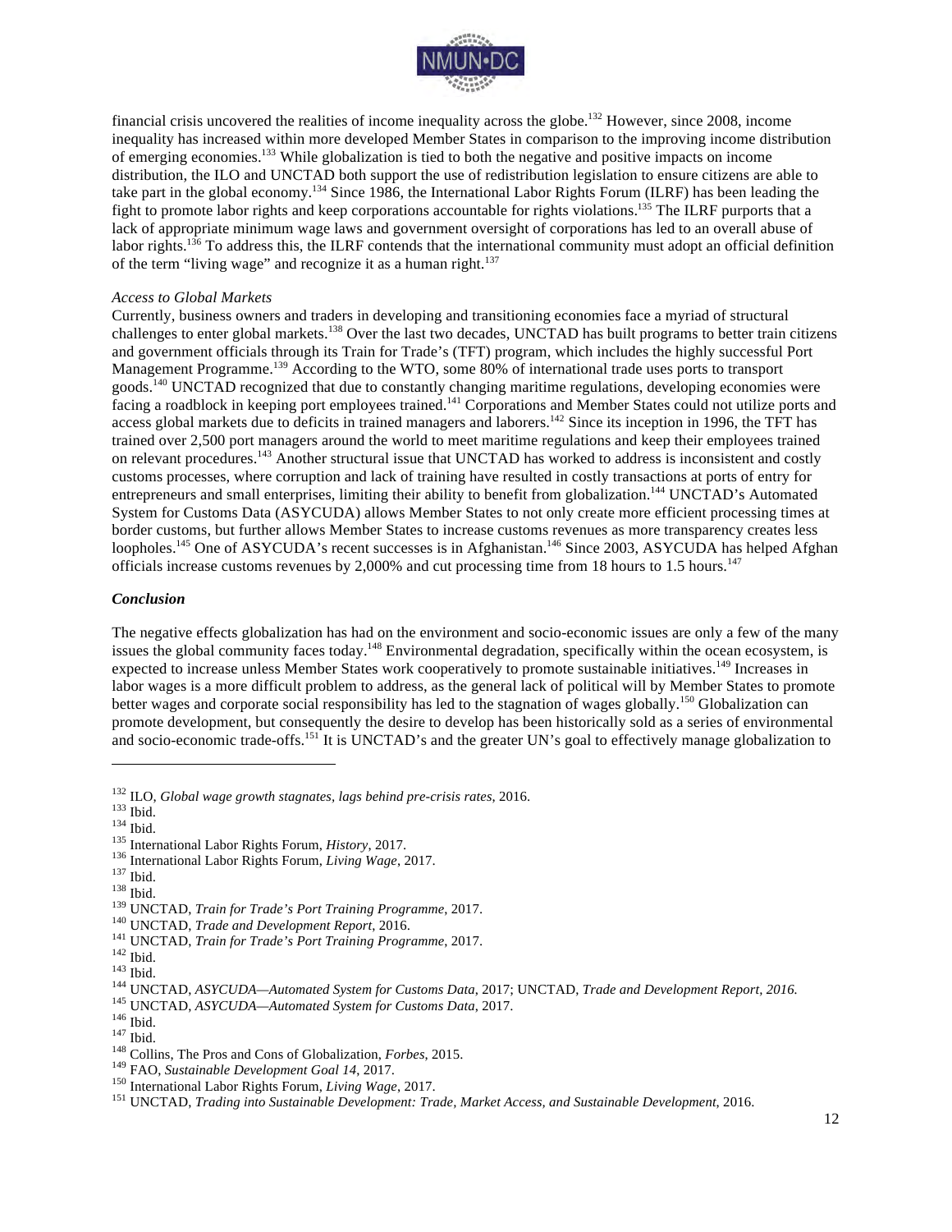financial crisis uncovered the realities of income inequality across the globe.[132] However, since 2008, income inequality has increased within more developed Member States in comparison to the improving income distribution of emerging economies.[133] While globalization is tied to both the negative and positive impacts on income distribution, the ILO and UNCTAD both support the use of redistribution legislation to ensure citizens are able to take part in the global economy.[134] Since 1986, the International Labor Rights Forum (ILRF) has been leading the fight to promote labor rights and keep corporations accountable for rights violations.[135] The ILRF purports that a lack of appropriate minimum wage laws and government oversight of corporations has led to an overall abuse of labor rights.[136] To address this, the ILRF contends that the international community must adopt an official definition of the term "living wage" and recognize it as a human right.[137]

*Access to Global Markets*

Currently, business owners and traders in developing and transitioning economies face a myriad of structural challenges to enter global markets.[138] Over the last two decades, UNCTAD has built programs to better train citizens and government officials through its Train for Trade's (TFT) program, which includes the highly successful Port Management Programme.[139] According to the WTO, some 80% of international trade uses ports to transport goods.[140] UNCTAD recognized that due to constantly changing maritime regulations, developing economies were facing a roadblock in keeping port employees trained.[141] Corporations and Member States could not utilize ports and access global markets due to deficits in trained managers and laborers.[142] Since its inception in 1996, the TFT has trained over 2,500 port managers around the world to meet maritime regulations and keep their employees trained on relevant procedures.[143] Another structural issue that UNCTAD has worked to address is inconsistent and costly customs processes, where corruption and lack of training have resulted in costly transactions at ports of entry for entrepreneurs and small enterprises, limiting their ability to benefit from globalization.[144] UNCTAD's Automated System for Customs Data (ASYCUDA) allows Member States to not only create more efficient processing times at border customs, but further allows Member States to increase customs revenues as more transparency creates less loopholes.[145] One of ASYCUDA's recent successes is in Afghanistan.[146] Since 2003, ASYCUDA has helped Afghan officials increase customs revenues by 2,000% and cut processing time from 18 hours to 1.5 hours.[147]

### Conclusion

The negative effects globalization has had on the environment and socio-economic issues are only a few of the many issues the global community faces today.[148] Environmental degradation, specifically within the ocean ecosystem, is expected to increase unless Member States work cooperatively to promote sustainable initiatives.[149] Increases in labor wages is a more difficult problem to address, as the general lack of political will by Member States to promote better wages and corporate social responsibility has led to the stagnation of wages globally.[150] Globalization can promote development, but consequently the desire to develop has been historically sold as a series of environmental and socio-economic trade-offs.[151] It is UNCTAD's and the greater UN's goal to effectively manage globalization to

---

[132] ILO, *Global wage growth stagnates, lags behind pre-crisis rates*, 2016.
[133] Ibid.
[134] Ibid.
[135] International Labor Rights Forum, *History*, 2017.
[136] International Labor Rights Forum, *Living Wage*, 2017.
[137] Ibid.
[138] Ibid.
[139] UNCTAD, *Train for Trade's Port Training Programme*, 2017.
[140] UNCTAD, *Trade and Development Report*, 2016.
[141] UNCTAD, *Train for Trade's Port Training Programme*, 2017.
[142] Ibid.
[143] Ibid.
[144] UNCTAD, *ASYCUDA—Automated System for Customs Data*, 2017; UNCTAD, *Trade and Development Report, 2016.*
[145] UNCTAD, *ASYCUDA—Automated System for Customs Data*, 2017.
[146] Ibid.
[147] Ibid.
[148] Collins, The Pros and Cons of Globalization, *Forbes*, 2015.
[149] FAO, *Sustainable Development Goal 14*, 2017.
[150] International Labor Rights Forum, *Living Wage*, 2017.
[151] UNCTAD, *Trading into Sustainable Development: Trade, Market Access, and Sustainable Development*, 2016.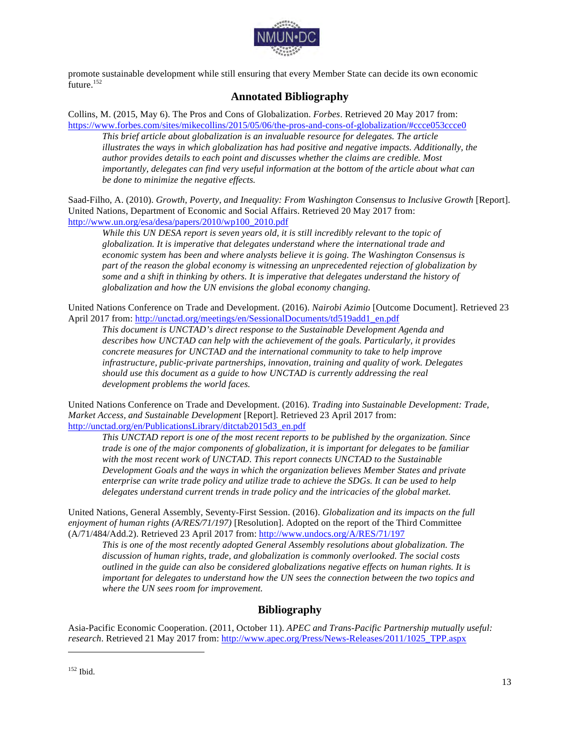promote sustainable development while still ensuring that every Member State can decide its own economic future.[152]

## Annotated Bibliography

Collins, M. (2015, May 6). The Pros and Cons of Globalization. *Forbes*. Retrieved 20 May 2017 from: https://www.forbes.com/sites/mikecollins/2015/05/06/the-pros-and-cons-of-globalization/#ccce053ccce0

> *This brief article about globalization is an invaluable resource for delegates. The article illustrates the ways in which globalization has had positive and negative impacts. Additionally, the author provides details to each point and discusses whether the claims are credible. Most importantly, delegates can find very useful information at the bottom of the article about what can be done to minimize the negative effects.*

Saad-Filho, A. (2010). *Growth, Poverty, and Inequality: From Washington Consensus to Inclusive Growth* [Report]. United Nations, Department of Economic and Social Affairs. Retrieved 20 May 2017 from: http://www.un.org/esa/desa/papers/2010/wp100_2010.pdf

> *While this UN DESA report is seven years old, it is still incredibly relevant to the topic of globalization. It is imperative that delegates understand where the international trade and economic system has been and where analysts believe it is going. The Washington Consensus is part of the reason the global economy is witnessing an unprecedented rejection of globalization by some and a shift in thinking by others. It is imperative that delegates understand the history of globalization and how the UN envisions the global economy changing.*

United Nations Conference on Trade and Development. (2016). *Nairobi Azimio* [Outcome Document]. Retrieved 23 April 2017 from: http://unctad.org/meetings/en/SessionalDocuments/td519add1_en.pdf

> *This document is UNCTAD's direct response to the Sustainable Development Agenda and describes how UNCTAD can help with the achievement of the goals. Particularly, it provides concrete measures for UNCTAD and the international community to take to help improve infrastructure, public-private partnerships, innovation, training and quality of work. Delegates should use this document as a guide to how UNCTAD is currently addressing the real development problems the world faces.*

United Nations Conference on Trade and Development. (2016). *Trading into Sustainable Development: Trade, Market Access, and Sustainable Development* [Report]. Retrieved 23 April 2017 from: http://unctad.org/en/PublicationsLibrary/ditctab2015d3_en.pdf

> *This UNCTAD report is one of the most recent reports to be published by the organization. Since trade is one of the major components of globalization, it is important for delegates to be familiar with the most recent work of UNCTAD. This report connects UNCTAD to the Sustainable Development Goals and the ways in which the organization believes Member States and private enterprise can write trade policy and utilize trade to achieve the SDGs. It can be used to help delegates understand current trends in trade policy and the intricacies of the global market.*

United Nations, General Assembly, Seventy-First Session. (2016). *Globalization and its impacts on the full enjoyment of human rights (A/RES/71/197)* [Resolution]. Adopted on the report of the Third Committee (A/71/484/Add.2). Retrieved 23 April 2017 from: http://www.undocs.org/A/RES/71/197

> *This is one of the most recently adopted General Assembly resolutions about globalization. The discussion of human rights, trade, and globalization is commonly overlooked. The social costs outlined in the guide can also be considered globalizations negative effects on human rights. It is important for delegates to understand how the UN sees the connection between the two topics and where the UN sees room for improvement.*

## Bibliography

Asia-Pacific Economic Cooperation. (2011, October 11). *APEC and Trans-Pacific Partnership mutually useful: research*. Retrieved 21 May 2017 from: http://www.apec.org/Press/News-Releases/2011/1025_TPP.aspx

---

[152] Ibid.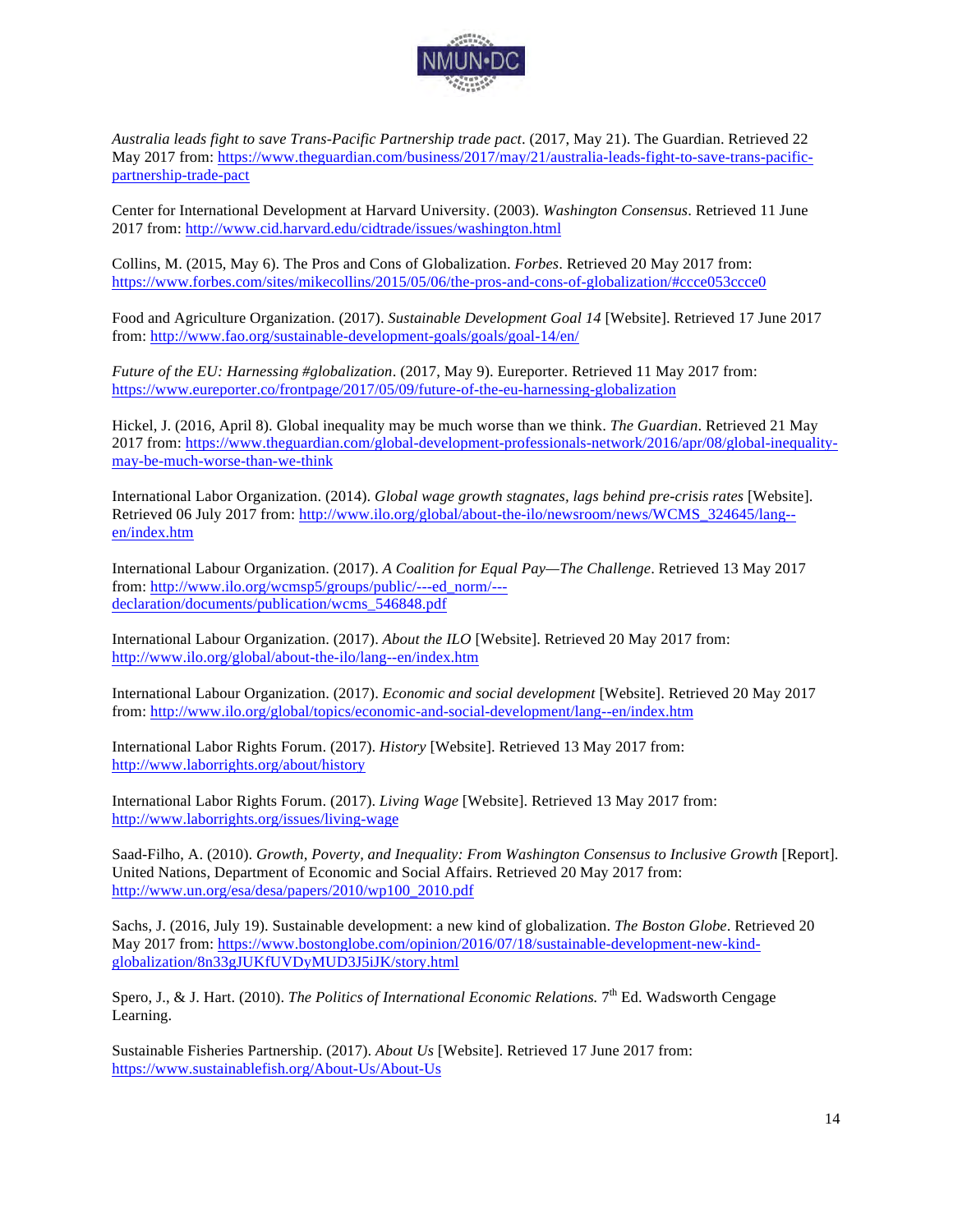*Australia leads fight to save Trans-Pacific Partnership trade pact*. (2017, May 21). The Guardian. Retrieved 22 May 2017 from: https://www.theguardian.com/business/2017/may/21/australia-leads-fight-to-save-trans-pacific-partnership-trade-pact

Center for International Development at Harvard University. (2003). *Washington Consensus*. Retrieved 11 June 2017 from: http://www.cid.harvard.edu/cidtrade/issues/washington.html

Collins, M. (2015, May 6). The Pros and Cons of Globalization. *Forbes*. Retrieved 20 May 2017 from: https://www.forbes.com/sites/mikecollins/2015/05/06/the-pros-and-cons-of-globalization/#ccce053ccce0

Food and Agriculture Organization. (2017). *Sustainable Development Goal 14* [Website]. Retrieved 17 June 2017 from: http://www.fao.org/sustainable-development-goals/goals/goal-14/en/

*Future of the EU: Harnessing #globalization*. (2017, May 9). Eureporter. Retrieved 11 May 2017 from: https://www.eureporter.co/frontpage/2017/05/09/future-of-the-eu-harnessing-globalization

Hickel, J. (2016, April 8). Global inequality may be much worse than we think. *The Guardian*. Retrieved 21 May 2017 from: https://www.theguardian.com/global-development-professionals-network/2016/apr/08/global-inequality-may-be-much-worse-than-we-think

International Labor Organization. (2014). *Global wage growth stagnates, lags behind pre-crisis rates* [Website]. Retrieved 06 July 2017 from: http://www.ilo.org/global/about-the-ilo/newsroom/news/WCMS_324645/lang--en/index.htm

International Labour Organization. (2017). *A Coalition for Equal Pay—The Challenge*. Retrieved 13 May 2017 from: http://www.ilo.org/wcmsp5/groups/public/---ed_norm/---declaration/documents/publication/wcms_546848.pdf

International Labour Organization. (2017). *About the ILO* [Website]. Retrieved 20 May 2017 from: http://www.ilo.org/global/about-the-ilo/lang--en/index.htm

International Labour Organization. (2017). *Economic and social development* [Website]. Retrieved 20 May 2017 from: http://www.ilo.org/global/topics/economic-and-social-development/lang--en/index.htm

International Labor Rights Forum. (2017). *History* [Website]. Retrieved 13 May 2017 from: http://www.laborrights.org/about/history

International Labor Rights Forum. (2017). *Living Wage* [Website]. Retrieved 13 May 2017 from: http://www.laborrights.org/issues/living-wage

Saad-Filho, A. (2010). *Growth, Poverty, and Inequality: From Washington Consensus to Inclusive Growth* [Report]. United Nations, Department of Economic and Social Affairs. Retrieved 20 May 2017 from: http://www.un.org/esa/desa/papers/2010/wp100_2010.pdf

Sachs, J. (2016, July 19). Sustainable development: a new kind of globalization. *The Boston Globe*. Retrieved 20 May 2017 from: https://www.bostonglobe.com/opinion/2016/07/18/sustainable-development-new-kind-globalization/8n33gJUKfUVDyMUD3J5iJK/story.html

Spero, J., & J. Hart. (2010). *The Politics of International Economic Relations.* 7th Ed. Wadsworth Cengage Learning.

Sustainable Fisheries Partnership. (2017). *About Us* [Website]. Retrieved 17 June 2017 from: https://www.sustainablefish.org/About-Us/About-Us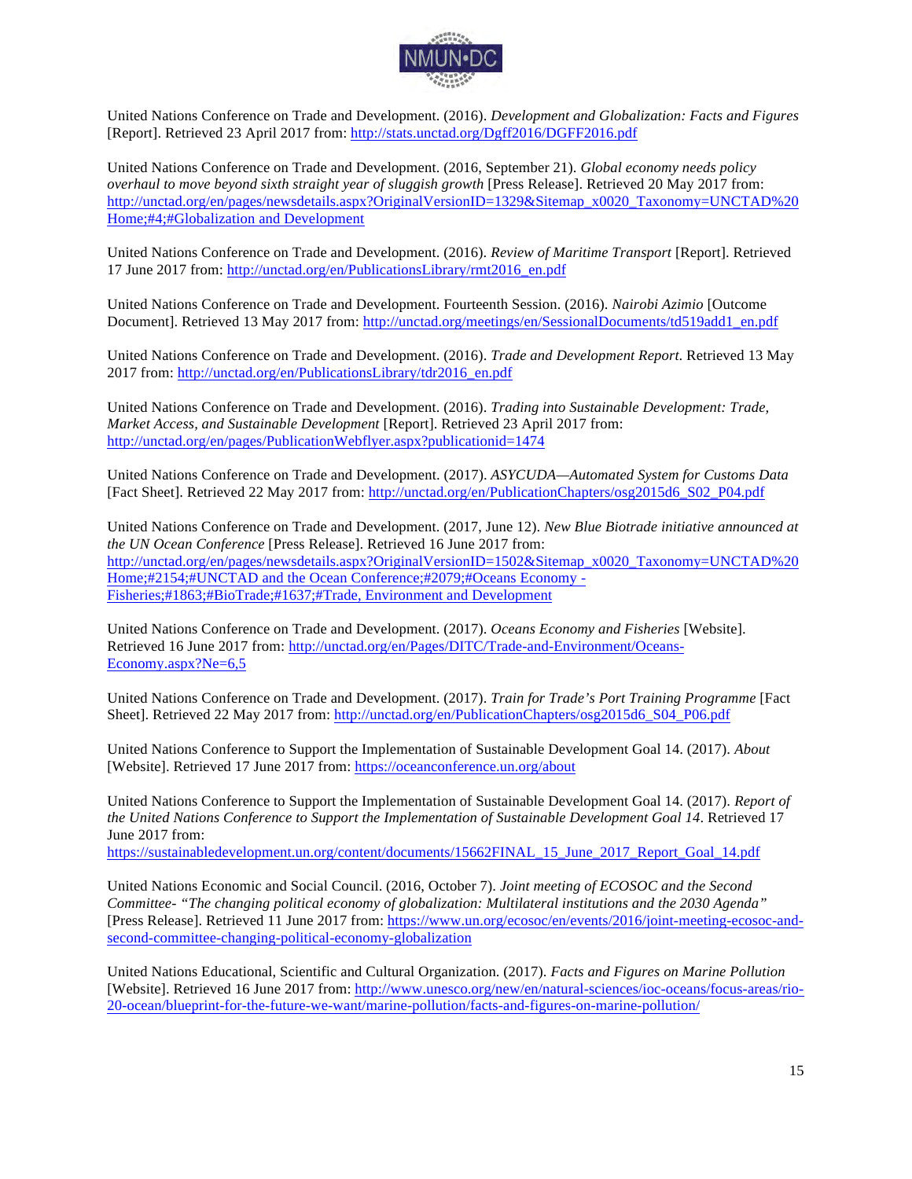United Nations Conference on Trade and Development. (2016). *Development and Globalization: Facts and Figures* [Report]. Retrieved 23 April 2017 from: http://stats.unctad.org/Dgff2016/DGFF2016.pdf

United Nations Conference on Trade and Development. (2016, September 21). *Global economy needs policy overhaul to move beyond sixth straight year of sluggish growth* [Press Release]. Retrieved 20 May 2017 from: http://unctad.org/en/pages/newsdetails.aspx?OriginalVersionID=1329&Sitemap_x0020_Taxonomy=UNCTAD%20Home;#4;#Globalization and Development

United Nations Conference on Trade and Development. (2016). *Review of Maritime Transport* [Report]. Retrieved 17 June 2017 from: http://unctad.org/en/PublicationsLibrary/rmt2016_en.pdf

United Nations Conference on Trade and Development. Fourteenth Session. (2016). *Nairobi Azimio* [Outcome Document]. Retrieved 13 May 2017 from: http://unctad.org/meetings/en/SessionalDocuments/td519add1_en.pdf

United Nations Conference on Trade and Development. (2016). *Trade and Development Report*. Retrieved 13 May 2017 from: http://unctad.org/en/PublicationsLibrary/tdr2016_en.pdf

United Nations Conference on Trade and Development. (2016). *Trading into Sustainable Development: Trade, Market Access, and Sustainable Development* [Report]. Retrieved 23 April 2017 from: http://unctad.org/en/pages/PublicationWebflyer.aspx?publicationid=1474

United Nations Conference on Trade and Development. (2017). *ASYCUDA—Automated System for Customs Data* [Fact Sheet]. Retrieved 22 May 2017 from: http://unctad.org/en/PublicationChapters/osg2015d6_S02_P04.pdf

United Nations Conference on Trade and Development. (2017, June 12). *New Blue Biotrade initiative announced at the UN Ocean Conference* [Press Release]. Retrieved 16 June 2017 from: http://unctad.org/en/pages/newsdetails.aspx?OriginalVersionID=1502&Sitemap_x0020_Taxonomy=UNCTAD%20Home;#2154;#UNCTAD and the Ocean Conference;#2079;#Oceans Economy - Fisheries;#1863;#BioTrade;#1637;#Trade, Environment and Development

United Nations Conference on Trade and Development. (2017). *Oceans Economy and Fisheries* [Website]. Retrieved 16 June 2017 from: http://unctad.org/en/Pages/DITC/Trade-and-Environment/Oceans-Economy.aspx?Ne=6,5

United Nations Conference on Trade and Development. (2017). *Train for Trade's Port Training Programme* [Fact Sheet]. Retrieved 22 May 2017 from: http://unctad.org/en/PublicationChapters/osg2015d6_S04_P06.pdf

United Nations Conference to Support the Implementation of Sustainable Development Goal 14. (2017). *About* [Website]. Retrieved 17 June 2017 from: https://oceanconference.un.org/about

United Nations Conference to Support the Implementation of Sustainable Development Goal 14. (2017). *Report of the United Nations Conference to Support the Implementation of Sustainable Development Goal 14*. Retrieved 17 June 2017 from: https://sustainabledevelopment.un.org/content/documents/15662FINAL_15_June_2017_Report_Goal_14.pdf

United Nations Economic and Social Council. (2016, October 7). *Joint meeting of ECOSOC and the Second Committee- "The changing political economy of globalization: Multilateral institutions and the 2030 Agenda"* [Press Release]. Retrieved 11 June 2017 from: https://www.un.org/ecosoc/en/events/2016/joint-meeting-ecosoc-and-second-committee-changing-political-economy-globalization

United Nations Educational, Scientific and Cultural Organization. (2017). *Facts and Figures on Marine Pollution* [Website]. Retrieved 16 June 2017 from: http://www.unesco.org/new/en/natural-sciences/ioc-oceans/focus-areas/rio-20-ocean/blueprint-for-the-future-we-want/marine-pollution/facts-and-figures-on-marine-pollution/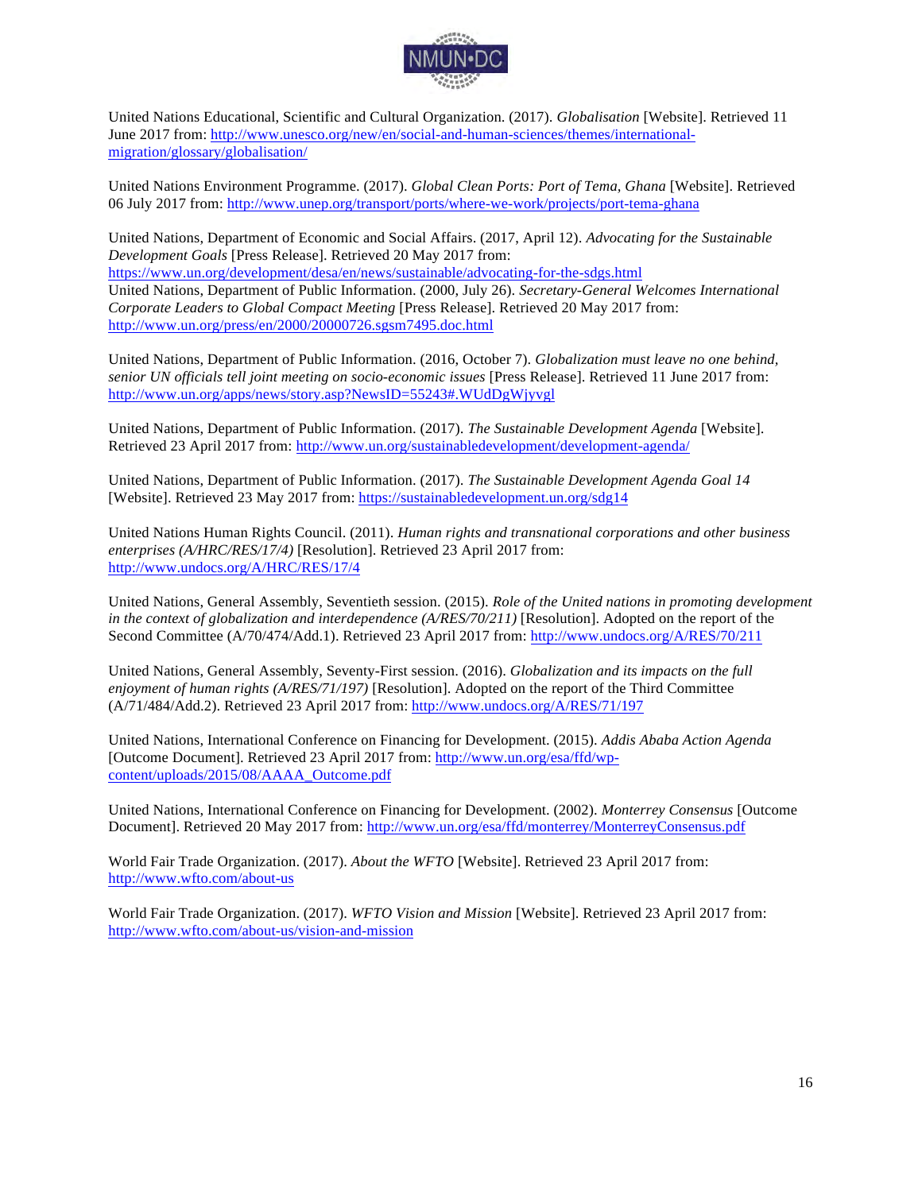United Nations Educational, Scientific and Cultural Organization. (2017). *Globalisation* [Website]. Retrieved 11 June 2017 from: http://www.unesco.org/new/en/social-and-human-sciences/themes/international-migration/glossary/globalisation/

United Nations Environment Programme. (2017). *Global Clean Ports: Port of Tema, Ghana* [Website]. Retrieved 06 July 2017 from: http://www.unep.org/transport/ports/where-we-work/projects/port-tema-ghana

United Nations, Department of Economic and Social Affairs. (2017, April 12). *Advocating for the Sustainable Development Goals* [Press Release]. Retrieved 20 May 2017 from: https://www.un.org/development/desa/en/news/sustainable/advocating-for-the-sdgs.html

United Nations, Department of Public Information. (2000, July 26). *Secretary-General Welcomes International Corporate Leaders to Global Compact Meeting* [Press Release]. Retrieved 20 May 2017 from: http://www.un.org/press/en/2000/20000726.sgsm7495.doc.html

United Nations, Department of Public Information. (2016, October 7). *Globalization must leave no one behind, senior UN officials tell joint meeting on socio-economic issues* [Press Release]. Retrieved 11 June 2017 from: http://www.un.org/apps/news/story.asp?NewsID=55243#.WUdDgWjyvgl

United Nations, Department of Public Information. (2017). *The Sustainable Development Agenda* [Website]. Retrieved 23 April 2017 from: http://www.un.org/sustainabledevelopment/development-agenda/

United Nations, Department of Public Information. (2017). *The Sustainable Development Agenda Goal 14* [Website]. Retrieved 23 May 2017 from: https://sustainabledevelopment.un.org/sdg14

United Nations Human Rights Council. (2011). *Human rights and transnational corporations and other business enterprises (A/HRC/RES/17/4)* [Resolution]. Retrieved 23 April 2017 from: http://www.undocs.org/A/HRC/RES/17/4

United Nations, General Assembly, Seventieth session. (2015). *Role of the United nations in promoting development in the context of globalization and interdependence (A/RES/70/211)* [Resolution]. Adopted on the report of the Second Committee (A/70/474/Add.1). Retrieved 23 April 2017 from: http://www.undocs.org/A/RES/70/211

United Nations, General Assembly, Seventy-First session. (2016). *Globalization and its impacts on the full enjoyment of human rights (A/RES/71/197)* [Resolution]. Adopted on the report of the Third Committee (A/71/484/Add.2). Retrieved 23 April 2017 from: http://www.undocs.org/A/RES/71/197

United Nations, International Conference on Financing for Development. (2015). *Addis Ababa Action Agenda* [Outcome Document]. Retrieved 23 April 2017 from: http://www.un.org/esa/ffd/wp-content/uploads/2015/08/AAAA_Outcome.pdf

United Nations, International Conference on Financing for Development. (2002). *Monterrey Consensus* [Outcome Document]. Retrieved 20 May 2017 from: http://www.un.org/esa/ffd/monterrey/MonterreyConsensus.pdf

World Fair Trade Organization. (2017). *About the WFTO* [Website]. Retrieved 23 April 2017 from: http://www.wfto.com/about-us

World Fair Trade Organization. (2017). *WFTO Vision and Mission* [Website]. Retrieved 23 April 2017 from: http://www.wfto.com/about-us/vision-and-mission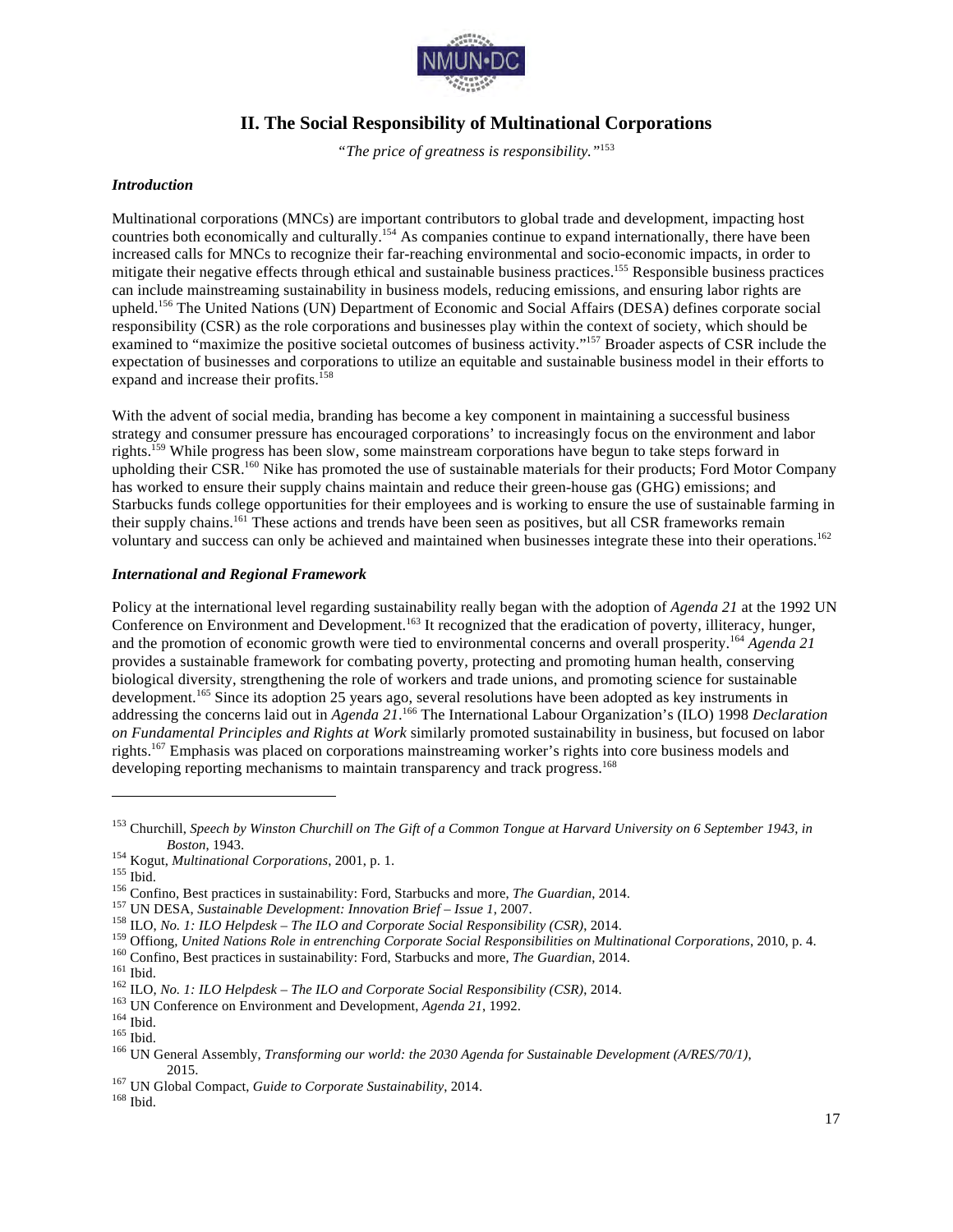## II. The Social Responsibility of Multinational Corporations

*"The price of greatness is responsibility."*[153]

### *Introduction*

Multinational corporations (MNCs) are important contributors to global trade and development, impacting host countries both economically and culturally.[154] As companies continue to expand internationally, there have been increased calls for MNCs to recognize their far-reaching environmental and socio-economic impacts, in order to mitigate their negative effects through ethical and sustainable business practices.[155] Responsible business practices can include mainstreaming sustainability in business models, reducing emissions, and ensuring labor rights are upheld.[156] The United Nations (UN) Department of Economic and Social Affairs (DESA) defines corporate social responsibility (CSR) as the role corporations and businesses play within the context of society, which should be examined to "maximize the positive societal outcomes of business activity."[157] Broader aspects of CSR include the expectation of businesses and corporations to utilize an equitable and sustainable business model in their efforts to expand and increase their profits.[158]

With the advent of social media, branding has become a key component in maintaining a successful business strategy and consumer pressure has encouraged corporations' to increasingly focus on the environment and labor rights.[159] While progress has been slow, some mainstream corporations have begun to take steps forward in upholding their CSR.[160] Nike has promoted the use of sustainable materials for their products; Ford Motor Company has worked to ensure their supply chains maintain and reduce their green-house gas (GHG) emissions; and Starbucks funds college opportunities for their employees and is working to ensure the use of sustainable farming in their supply chains.[161] These actions and trends have been seen as positives, but all CSR frameworks remain voluntary and success can only be achieved and maintained when businesses integrate these into their operations.[162]

### *International and Regional Framework*

Policy at the international level regarding sustainability really began with the adoption of *Agenda 21* at the 1992 UN Conference on Environment and Development.[163] It recognized that the eradication of poverty, illiteracy, hunger, and the promotion of economic growth were tied to environmental concerns and overall prosperity.[164] *Agenda 21* provides a sustainable framework for combating poverty, protecting and promoting human health, conserving biological diversity, strengthening the role of workers and trade unions, and promoting science for sustainable development.[165] Since its adoption 25 years ago, several resolutions have been adopted as key instruments in addressing the concerns laid out in *Agenda 21*.[166] The International Labour Organization's (ILO) 1998 *Declaration on Fundamental Principles and Rights at Work* similarly promoted sustainability in business, but focused on labor rights.[167] Emphasis was placed on corporations mainstreaming worker's rights into core business models and developing reporting mechanisms to maintain transparency and track progress.[168]

---

[153] Churchill, *Speech by Winston Churchill on The Gift of a Common Tongue at Harvard University on 6 September 1943, in Boston*, 1943.
[154] Kogut, *Multinational Corporations*, 2001, p. 1.
[155] Ibid.
[156] Confino, Best practices in sustainability: Ford, Starbucks and more, *The Guardian*, 2014.
[157] UN DESA, *Sustainable Development: Innovation Brief – Issue 1*, 2007.
[158] ILO, *No. 1: ILO Helpdesk – The ILO and Corporate Social Responsibility (CSR)*, 2014.
[159] Offiong, *United Nations Role in entrenching Corporate Social Responsibilities on Multinational Corporations*, 2010, p. 4.
[160] Confino, Best practices in sustainability: Ford, Starbucks and more, *The Guardian*, 2014.
[161] Ibid.
[162] ILO, *No. 1: ILO Helpdesk – The ILO and Corporate Social Responsibility (CSR)*, 2014.
[163] UN Conference on Environment and Development, *Agenda 21*, 1992.
[164] Ibid.
[165] Ibid.
[166] UN General Assembly, *Transforming our world: the 2030 Agenda for Sustainable Development (A/RES/70/1)*, 2015.
[167] UN Global Compact, *Guide to Corporate Sustainability*, 2014.
[168] Ibid.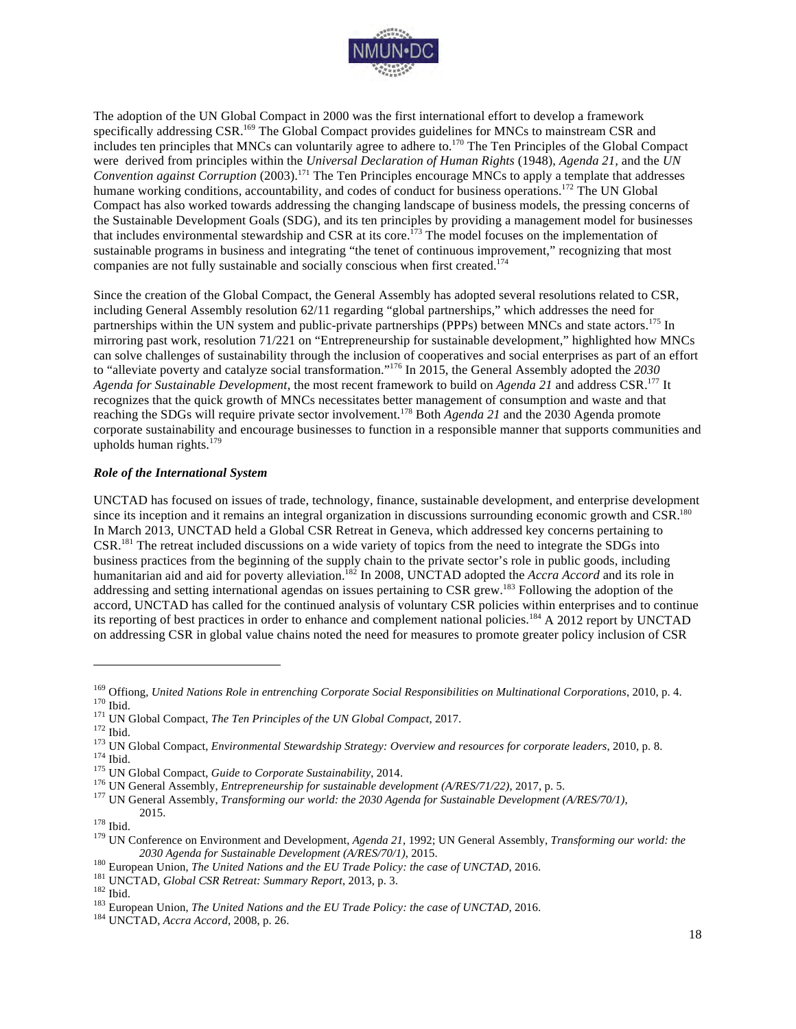The adoption of the UN Global Compact in 2000 was the first international effort to develop a framework specifically addressing CSR.[169] The Global Compact provides guidelines for MNCs to mainstream CSR and includes ten principles that MNCs can voluntarily agree to adhere to.[170] The Ten Principles of the Global Compact were derived from principles within the *Universal Declaration of Human Rights* (1948), *Agenda 21*, and the *UN Convention against Corruption* (2003).[171] The Ten Principles encourage MNCs to apply a template that addresses humane working conditions, accountability, and codes of conduct for business operations.[172] The UN Global Compact has also worked towards addressing the changing landscape of business models, the pressing concerns of the Sustainable Development Goals (SDG), and its ten principles by providing a management model for businesses that includes environmental stewardship and CSR at its core.[173] The model focuses on the implementation of sustainable programs in business and integrating "the tenet of continuous improvement," recognizing that most companies are not fully sustainable and socially conscious when first created.[174]

Since the creation of the Global Compact, the General Assembly has adopted several resolutions related to CSR, including General Assembly resolution 62/11 regarding "global partnerships," which addresses the need for partnerships within the UN system and public-private partnerships (PPPs) between MNCs and state actors.[175] In mirroring past work, resolution 71/221 on "Entrepreneurship for sustainable development," highlighted how MNCs can solve challenges of sustainability through the inclusion of cooperatives and social enterprises as part of an effort to "alleviate poverty and catalyze social transformation."[176] In 2015, the General Assembly adopted the *2030 Agenda for Sustainable Development*, the most recent framework to build on *Agenda 21* and address CSR.[177] It recognizes that the quick growth of MNCs necessitates better management of consumption and waste and that reaching the SDGs will require private sector involvement.[178] Both *Agenda 21* and the 2030 Agenda promote corporate sustainability and encourage businesses to function in a responsible manner that supports communities and upholds human rights.[179]

***Role of the International System***

UNCTAD has focused on issues of trade, technology, finance, sustainable development, and enterprise development since its inception and it remains an integral organization in discussions surrounding economic growth and CSR.[180] In March 2013, UNCTAD held a Global CSR Retreat in Geneva, which addressed key concerns pertaining to CSR.[181] The retreat included discussions on a wide variety of topics from the need to integrate the SDGs into business practices from the beginning of the supply chain to the private sector's role in public goods, including humanitarian aid and aid for poverty alleviation.[182] In 2008, UNCTAD adopted the *Accra Accord* and its role in addressing and setting international agendas on issues pertaining to CSR grew.[183] Following the adoption of the accord, UNCTAD has called for the continued analysis of voluntary CSR policies within enterprises and to continue its reporting of best practices in order to enhance and complement national policies.[184] A 2012 report by UNCTAD on addressing CSR in global value chains noted the need for measures to promote greater policy inclusion of CSR

---

[169] Offiong, *United Nations Role in entrenching Corporate Social Responsibilities on Multinational Corporations*, 2010, p. 4.
[170] Ibid.
[171] UN Global Compact, *The Ten Principles of the UN Global Compact*, 2017.
[172] Ibid.
[173] UN Global Compact, *Environmental Stewardship Strategy: Overview and resources for corporate leaders*, 2010, p. 8.
[174] Ibid.
[175] UN Global Compact, *Guide to Corporate Sustainability*, 2014.
[176] UN General Assembly, *Entrepreneurship for sustainable development (A/RES/71/22)*, 2017, p. 5.
[177] UN General Assembly, *Transforming our world: the 2030 Agenda for Sustainable Development (A/RES/70/1)*, 2015.
[178] Ibid.
[179] UN Conference on Environment and Development, *Agenda 21*, 1992; UN General Assembly, *Transforming our world: the 2030 Agenda for Sustainable Development (A/RES/70/1)*, 2015.
[180] European Union, *The United Nations and the EU Trade Policy: the case of UNCTAD*, 2016.
[181] UNCTAD, *Global CSR Retreat: Summary Report*, 2013, p. 3.
[182] Ibid.
[183] European Union, *The United Nations and the EU Trade Policy: the case of UNCTAD*, 2016.
[184] UNCTAD, *Accra Accord*, 2008, p. 26.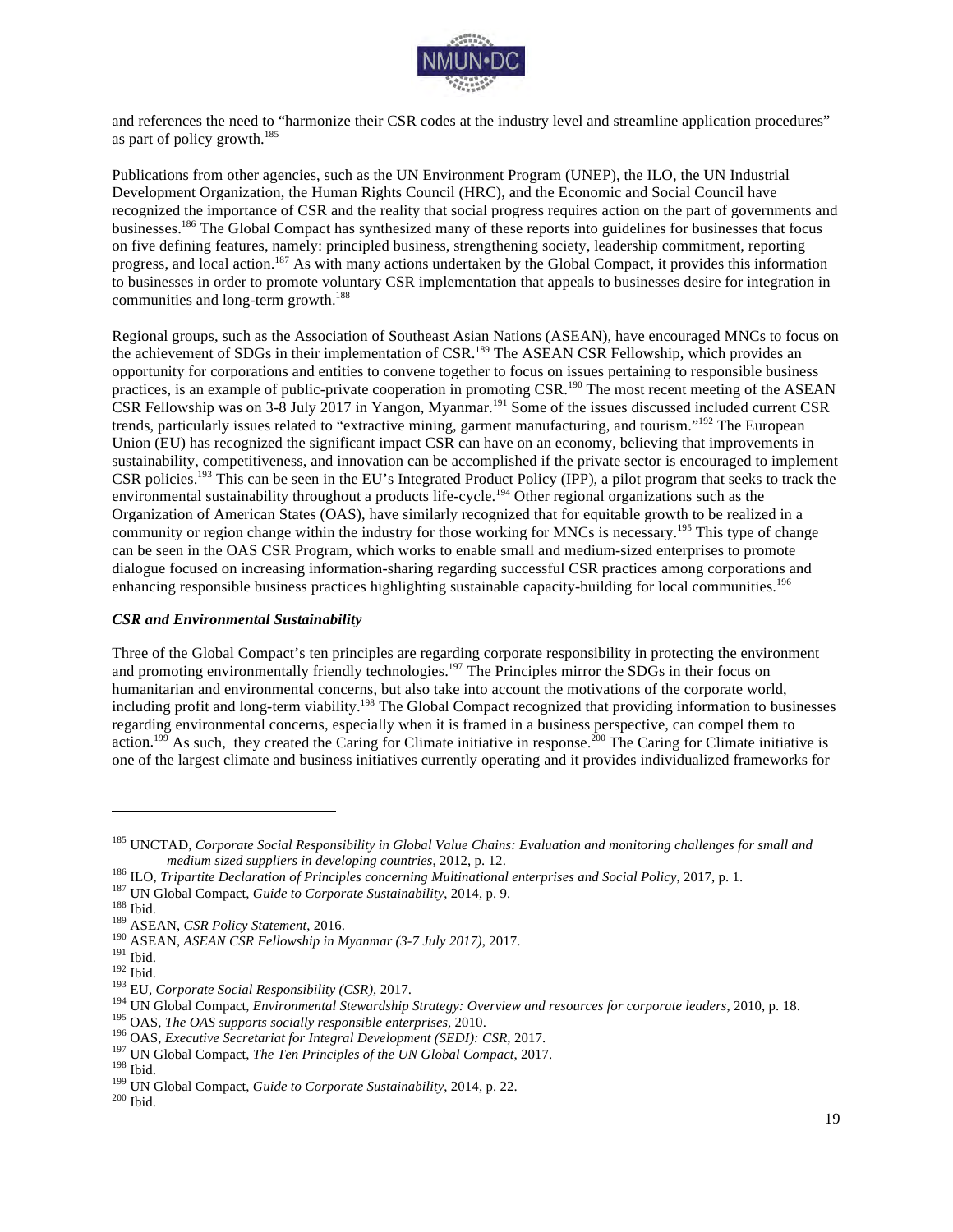and references the need to "harmonize their CSR codes at the industry level and streamline application procedures" as part of policy growth.[185]

Publications from other agencies, such as the UN Environment Program (UNEP), the ILO, the UN Industrial Development Organization, the Human Rights Council (HRC), and the Economic and Social Council have recognized the importance of CSR and the reality that social progress requires action on the part of governments and businesses.[186] The Global Compact has synthesized many of these reports into guidelines for businesses that focus on five defining features, namely: principled business, strengthening society, leadership commitment, reporting progress, and local action.[187] As with many actions undertaken by the Global Compact, it provides this information to businesses in order to promote voluntary CSR implementation that appeals to businesses desire for integration in communities and long-term growth.[188]

Regional groups, such as the Association of Southeast Asian Nations (ASEAN), have encouraged MNCs to focus on the achievement of SDGs in their implementation of CSR.[189] The ASEAN CSR Fellowship, which provides an opportunity for corporations and entities to convene together to focus on issues pertaining to responsible business practices, is an example of public-private cooperation in promoting CSR.[190] The most recent meeting of the ASEAN CSR Fellowship was on 3-8 July 2017 in Yangon, Myanmar.[191] Some of the issues discussed included current CSR trends, particularly issues related to "extractive mining, garment manufacturing, and tourism."[192] The European Union (EU) has recognized the significant impact CSR can have on an economy, believing that improvements in sustainability, competitiveness, and innovation can be accomplished if the private sector is encouraged to implement CSR policies.[193] This can be seen in the EU's Integrated Product Policy (IPP), a pilot program that seeks to track the environmental sustainability throughout a products life-cycle.[194] Other regional organizations such as the Organization of American States (OAS), have similarly recognized that for equitable growth to be realized in a community or region change within the industry for those working for MNCs is necessary.[195] This type of change can be seen in the OAS CSR Program, which works to enable small and medium-sized enterprises to promote dialogue focused on increasing information-sharing regarding successful CSR practices among corporations and enhancing responsible business practices highlighting sustainable capacity-building for local communities.[196]

***CSR and Environmental Sustainability***

Three of the Global Compact's ten principles are regarding corporate responsibility in protecting the environment and promoting environmentally friendly technologies.[197] The Principles mirror the SDGs in their focus on humanitarian and environmental concerns, but also take into account the motivations of the corporate world, including profit and long-term viability.[198] The Global Compact recognized that providing information to businesses regarding environmental concerns, especially when it is framed in a business perspective, can compel them to action.[199] As such, they created the Caring for Climate initiative in response.[200] The Caring for Climate initiative is one of the largest climate and business initiatives currently operating and it provides individualized frameworks for

---

[185] UNCTAD, *Corporate Social Responsibility in Global Value Chains: Evaluation and monitoring challenges for small and medium sized suppliers in developing countries*, 2012, p. 12.
[186] ILO, *Tripartite Declaration of Principles concerning Multinational enterprises and Social Policy*, 2017, p. 1.
[187] UN Global Compact, *Guide to Corporate Sustainability*, 2014, p. 9.
[188] Ibid.
[189] ASEAN, *CSR Policy Statement*, 2016.
[190] ASEAN, *ASEAN CSR Fellowship in Myanmar (3-7 July 2017)*, 2017.
[191] Ibid.
[192] Ibid.
[193] EU, *Corporate Social Responsibility (CSR)*, 2017.
[194] UN Global Compact, *Environmental Stewardship Strategy: Overview and resources for corporate leaders*, 2010, p. 18.
[195] OAS, *The OAS supports socially responsible enterprises*, 2010.
[196] OAS, *Executive Secretariat for Integral Development (SEDI): CSR*, 2017.
[197] UN Global Compact, *The Ten Principles of the UN Global Compact*, 2017.
[198] Ibid.
[199] UN Global Compact, *Guide to Corporate Sustainability*, 2014, p. 22.
[200] Ibid.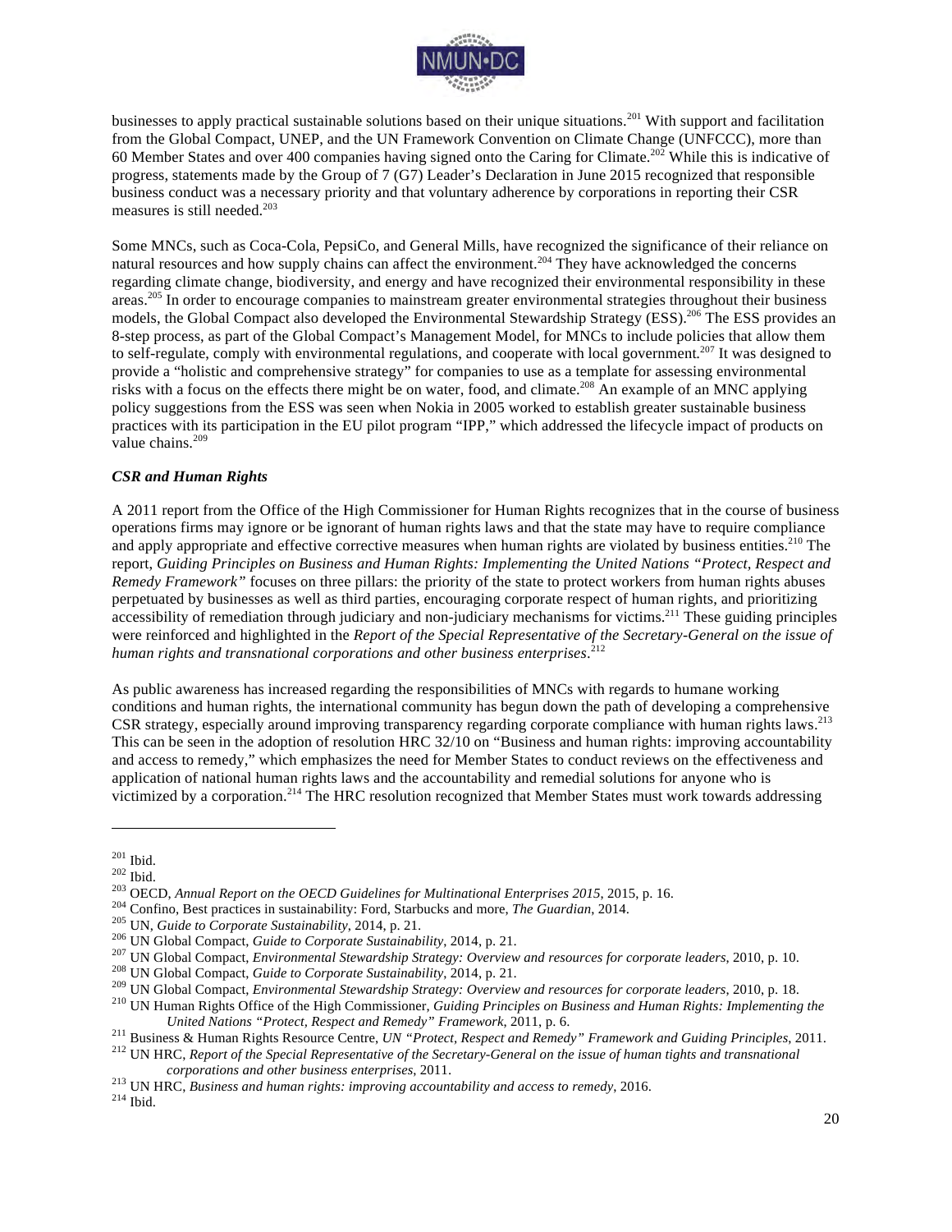businesses to apply practical sustainable solutions based on their unique situations.[201] With support and facilitation from the Global Compact, UNEP, and the UN Framework Convention on Climate Change (UNFCCC), more than 60 Member States and over 400 companies having signed onto the Caring for Climate.[202] While this is indicative of progress, statements made by the Group of 7 (G7) Leader's Declaration in June 2015 recognized that responsible business conduct was a necessary priority and that voluntary adherence by corporations in reporting their CSR measures is still needed.[203]

Some MNCs, such as Coca-Cola, PepsiCo, and General Mills, have recognized the significance of their reliance on natural resources and how supply chains can affect the environment.[204] They have acknowledged the concerns regarding climate change, biodiversity, and energy and have recognized their environmental responsibility in these areas.[205] In order to encourage companies to mainstream greater environmental strategies throughout their business models, the Global Compact also developed the Environmental Stewardship Strategy (ESS).[206] The ESS provides an 8-step process, as part of the Global Compact's Management Model, for MNCs to include policies that allow them to self-regulate, comply with environmental regulations, and cooperate with local government.[207] It was designed to provide a "holistic and comprehensive strategy" for companies to use as a template for assessing environmental risks with a focus on the effects there might be on water, food, and climate.[208] An example of an MNC applying policy suggestions from the ESS was seen when Nokia in 2005 worked to establish greater sustainable business practices with its participation in the EU pilot program "IPP," which addressed the lifecycle impact of products on value chains.[209]

### *CSR and Human Rights*

A 2011 report from the Office of the High Commissioner for Human Rights recognizes that in the course of business operations firms may ignore or be ignorant of human rights laws and that the state may have to require compliance and apply appropriate and effective corrective measures when human rights are violated by business entities.[210] The report, *Guiding Principles on Business and Human Rights: Implementing the United Nations "Protect, Respect and Remedy Framework"* focuses on three pillars: the priority of the state to protect workers from human rights abuses perpetuated by businesses as well as third parties, encouraging corporate respect of human rights, and prioritizing accessibility of remediation through judiciary and non-judiciary mechanisms for victims.[211] These guiding principles were reinforced and highlighted in the *Report of the Special Representative of the Secretary-General on the issue of human rights and transnational corporations and other business enterprises*.[212]

As public awareness has increased regarding the responsibilities of MNCs with regards to humane working conditions and human rights, the international community has begun down the path of developing a comprehensive CSR strategy, especially around improving transparency regarding corporate compliance with human rights laws.[213] This can be seen in the adoption of resolution HRC 32/10 on "Business and human rights: improving accountability and access to remedy," which emphasizes the need for Member States to conduct reviews on the effectiveness and application of national human rights laws and the accountability and remedial solutions for anyone who is victimized by a corporation.[214] The HRC resolution recognized that Member States must work towards addressing

---

[201] Ibid.
[202] Ibid.
[203] OECD, *Annual Report on the OECD Guidelines for Multinational Enterprises 2015*, 2015, p. 16.
[204] Confino, Best practices in sustainability: Ford, Starbucks and more, *The Guardian*, 2014.
[205] UN, *Guide to Corporate Sustainability*, 2014, p. 21.
[206] UN Global Compact, *Guide to Corporate Sustainability*, 2014, p. 21.
[207] UN Global Compact, *Environmental Stewardship Strategy: Overview and resources for corporate leaders*, 2010, p. 10.
[208] UN Global Compact, *Guide to Corporate Sustainability*, 2014, p. 21.
[209] UN Global Compact, *Environmental Stewardship Strategy: Overview and resources for corporate leaders*, 2010, p. 18.
[210] UN Human Rights Office of the High Commissioner, *Guiding Principles on Business and Human Rights: Implementing the United Nations "Protect, Respect and Remedy" Framework*, 2011, p. 6.
[211] Business & Human Rights Resource Centre, *UN "Protect, Respect and Remedy" Framework and Guiding Principles*, 2011.
[212] UN HRC, *Report of the Special Representative of the Secretary-General on the issue of human tights and transnational corporations and other business enterprises*, 2011.
[213] UN HRC, *Business and human rights: improving accountability and access to remedy*, 2016.
[214] Ibid.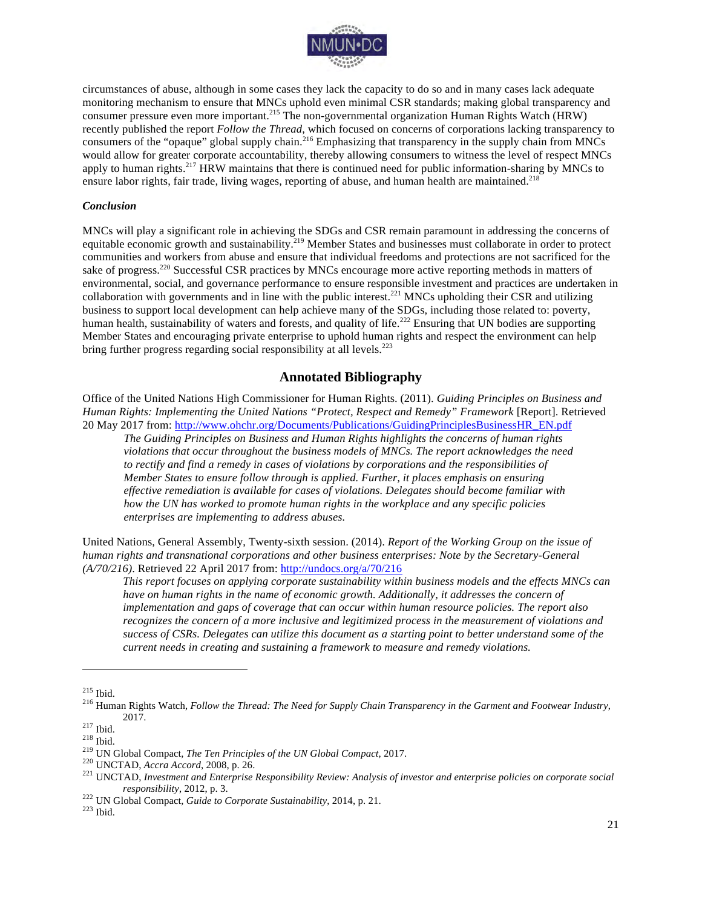circumstances of abuse, although in some cases they lack the capacity to do so and in many cases lack adequate monitoring mechanism to ensure that MNCs uphold even minimal CSR standards; making global transparency and consumer pressure even more important.[215] The non-governmental organization Human Rights Watch (HRW) recently published the report *Follow the Thread*, which focused on concerns of corporations lacking transparency to consumers of the "opaque" global supply chain.[216] Emphasizing that transparency in the supply chain from MNCs would allow for greater corporate accountability, thereby allowing consumers to witness the level of respect MNCs apply to human rights.[217] HRW maintains that there is continued need for public information-sharing by MNCs to ensure labor rights, fair trade, living wages, reporting of abuse, and human health are maintained.[218]

***Conclusion***

MNCs will play a significant role in achieving the SDGs and CSR remain paramount in addressing the concerns of equitable economic growth and sustainability.[219] Member States and businesses must collaborate in order to protect communities and workers from abuse and ensure that individual freedoms and protections are not sacrificed for the sake of progress.[220] Successful CSR practices by MNCs encourage more active reporting methods in matters of environmental, social, and governance performance to ensure responsible investment and practices are undertaken in collaboration with governments and in line with the public interest.[221] MNCs upholding their CSR and utilizing business to support local development can help achieve many of the SDGs, including those related to: poverty, human health, sustainability of waters and forests, and quality of life.[222] Ensuring that UN bodies are supporting Member States and encouraging private enterprise to uphold human rights and respect the environment can help bring further progress regarding social responsibility at all levels.[223]

## Annotated Bibliography

Office of the United Nations High Commissioner for Human Rights. (2011). *Guiding Principles on Business and Human Rights: Implementing the United Nations "Protect, Respect and Remedy" Framework* [Report]. Retrieved 20 May 2017 from: http://www.ohchr.org/Documents/Publications/GuidingPrinciplesBusinessHR_EN.pdf

> *The Guiding Principles on Business and Human Rights highlights the concerns of human rights violations that occur throughout the business models of MNCs. The report acknowledges the need to rectify and find a remedy in cases of violations by corporations and the responsibilities of Member States to ensure follow through is applied. Further, it places emphasis on ensuring effective remediation is available for cases of violations. Delegates should become familiar with how the UN has worked to promote human rights in the workplace and any specific policies enterprises are implementing to address abuses.*

United Nations, General Assembly, Twenty-sixth session. (2014). *Report of the Working Group on the issue of human rights and transnational corporations and other business enterprises: Note by the Secretary-General (A/70/216)*. Retrieved 22 April 2017 from: http://undocs.org/a/70/216

> *This report focuses on applying corporate sustainability within business models and the effects MNCs can have on human rights in the name of economic growth. Additionally, it addresses the concern of implementation and gaps of coverage that can occur within human resource policies. The report also recognizes the concern of a more inclusive and legitimized process in the measurement of violations and success of CSRs. Delegates can utilize this document as a starting point to better understand some of the current needs in creating and sustaining a framework to measure and remedy violations.*

---

[215] Ibid.

[216] Human Rights Watch, *Follow the Thread: The Need for Supply Chain Transparency in the Garment and Footwear Industry*, 2017.

[217] Ibid.

[218] Ibid.

[219] UN Global Compact, *The Ten Principles of the UN Global Compact*, 2017.

[220] UNCTAD, *Accra Accord*, 2008, p. 26.

[221] UNCTAD, *Investment and Enterprise Responsibility Review: Analysis of investor and enterprise policies on corporate social responsibility*, 2012, p. 3.

[222] UN Global Compact, *Guide to Corporate Sustainability*, 2014, p. 21.

[223] Ibid.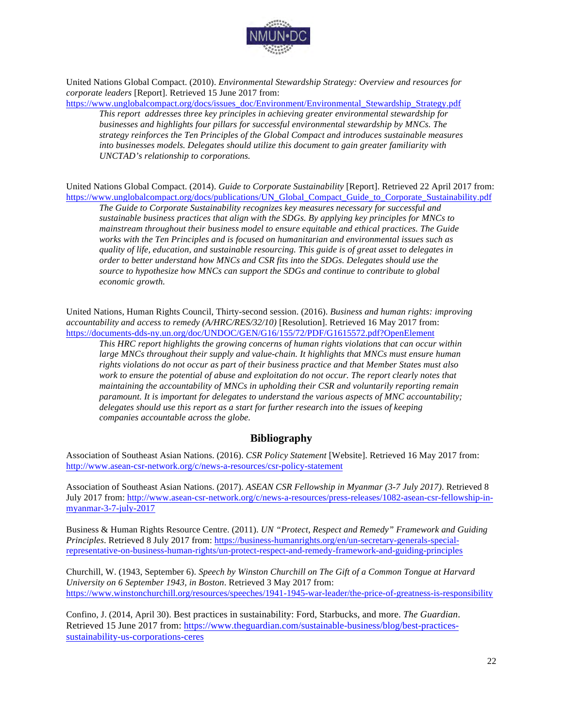United Nations Global Compact. (2010). *Environmental Stewardship Strategy: Overview and resources for corporate leaders* [Report]. Retrieved 15 June 2017 from: https://www.unglobalcompact.org/docs/issues_doc/Environment/Environmental_Stewardship_Strategy.pdf

> *This report addresses three key principles in achieving greater environmental stewardship for businesses and highlights four pillars for successful environmental stewardship by MNCs. The strategy reinforces the Ten Principles of the Global Compact and introduces sustainable measures into businesses models. Delegates should utilize this document to gain greater familiarity with UNCTAD's relationship to corporations.*

United Nations Global Compact. (2014). *Guide to Corporate Sustainability* [Report]. Retrieved 22 April 2017 from: https://www.unglobalcompact.org/docs/publications/UN_Global_Compact_Guide_to_Corporate_Sustainability.pdf

> *The Guide to Corporate Sustainability recognizes key measures necessary for successful and sustainable business practices that align with the SDGs. By applying key principles for MNCs to mainstream throughout their business model to ensure equitable and ethical practices. The Guide works with the Ten Principles and is focused on humanitarian and environmental issues such as quality of life, education, and sustainable resourcing. This guide is of great asset to delegates in order to better understand how MNCs and CSR fits into the SDGs. Delegates should use the source to hypothesize how MNCs can support the SDGs and continue to contribute to global economic growth.*

United Nations, Human Rights Council, Thirty-second session. (2016). *Business and human rights: improving accountability and access to remedy (A/HRC/RES/32/10)* [Resolution]. Retrieved 16 May 2017 from: https://documents-dds-ny.un.org/doc/UNDOC/GEN/G16/155/72/PDF/G1615572.pdf?OpenElement

> *This HRC report highlights the growing concerns of human rights violations that can occur within large MNCs throughout their supply and value-chain. It highlights that MNCs must ensure human rights violations do not occur as part of their business practice and that Member States must also work to ensure the potential of abuse and exploitation do not occur. The report clearly notes that maintaining the accountability of MNCs in upholding their CSR and voluntarily reporting remain paramount. It is important for delegates to understand the various aspects of MNC accountability; delegates should use this report as a start for further research into the issues of keeping companies accountable across the globe.*

## Bibliography

Association of Southeast Asian Nations. (2016). *CSR Policy Statement* [Website]. Retrieved 16 May 2017 from: http://www.asean-csr-network.org/c/news-a-resources/csr-policy-statement

Association of Southeast Asian Nations. (2017). *ASEAN CSR Fellowship in Myanmar (3-7 July 2017)*. Retrieved 8 July 2017 from: http://www.asean-csr-network.org/c/news-a-resources/press-releases/1082-asean-csr-fellowship-in-myanmar-3-7-july-2017

Business & Human Rights Resource Centre. (2011). *UN "Protect, Respect and Remedy" Framework and Guiding Principles*. Retrieved 8 July 2017 from: https://business-humanrights.org/en/un-secretary-generals-special-representative-on-business-human-rights/un-protect-respect-and-remedy-framework-and-guiding-principles

Churchill, W. (1943, September 6). *Speech by Winston Churchill on The Gift of a Common Tongue at Harvard University on 6 September 1943, in Boston*. Retrieved 3 May 2017 from: https://www.winstonchurchill.org/resources/speeches/1941-1945-war-leader/the-price-of-greatness-is-responsibility

Confino, J. (2014, April 30). Best practices in sustainability: Ford, Starbucks, and more. *The Guardian*. Retrieved 15 June 2017 from: https://www.theguardian.com/sustainable-business/blog/best-practices-sustainability-us-corporations-ceres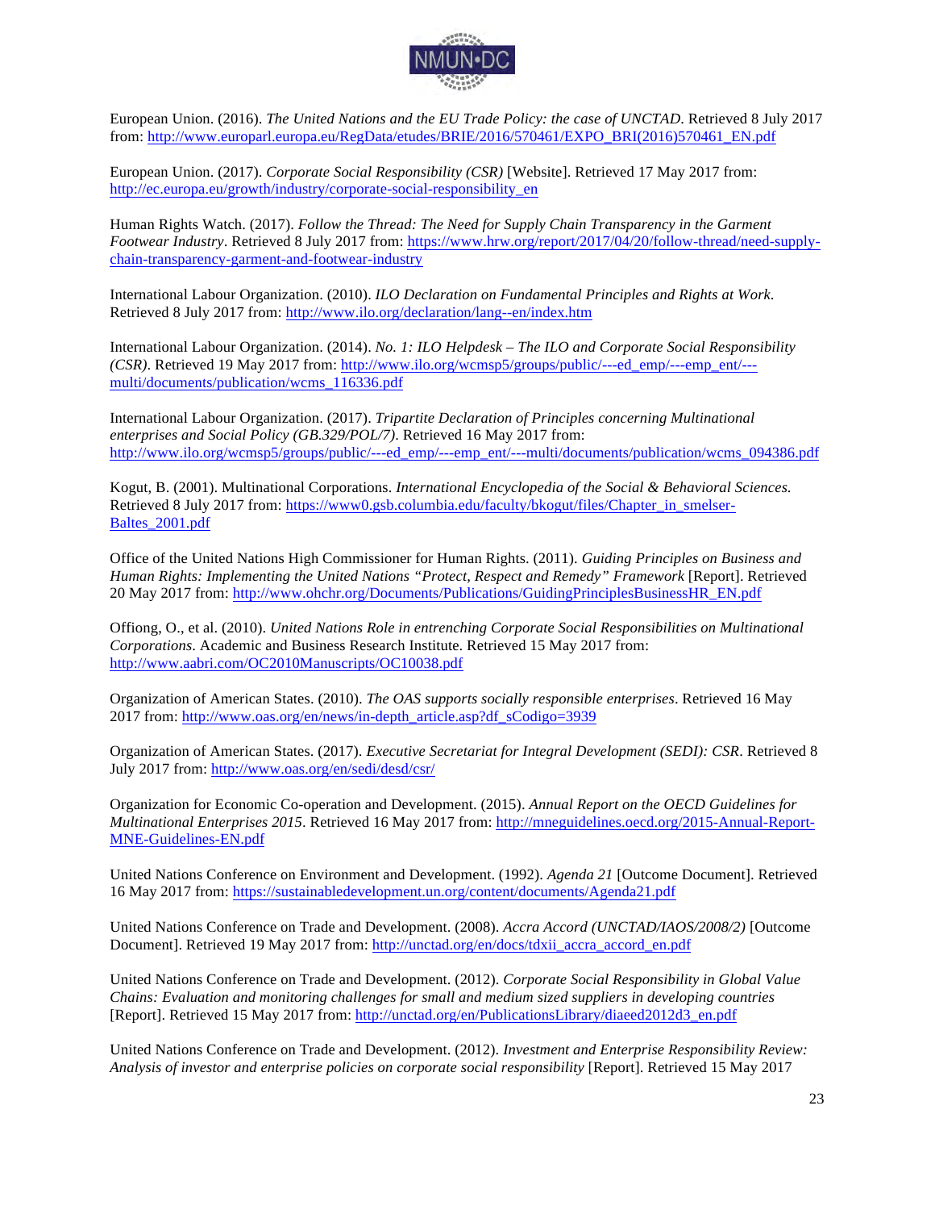European Union. (2016). *The United Nations and the EU Trade Policy: the case of UNCTAD*. Retrieved 8 July 2017 from: http://www.europarl.europa.eu/RegData/etudes/BRIE/2016/570461/EXPO_BRI(2016)570461_EN.pdf

European Union. (2017). *Corporate Social Responsibility (CSR)* [Website]. Retrieved 17 May 2017 from: http://ec.europa.eu/growth/industry/corporate-social-responsibility_en

Human Rights Watch. (2017). *Follow the Thread: The Need for Supply Chain Transparency in the Garment Footwear Industry*. Retrieved 8 July 2017 from: https://www.hrw.org/report/2017/04/20/follow-thread/need-supply-chain-transparency-garment-and-footwear-industry

International Labour Organization. (2010). *ILO Declaration on Fundamental Principles and Rights at Work*. Retrieved 8 July 2017 from: http://www.ilo.org/declaration/lang--en/index.htm

International Labour Organization. (2014). *No. 1: ILO Helpdesk – The ILO and Corporate Social Responsibility (CSR)*. Retrieved 19 May 2017 from: http://www.ilo.org/wcmsp5/groups/public/---ed_emp/---emp_ent/---multi/documents/publication/wcms_116336.pdf

International Labour Organization. (2017). *Tripartite Declaration of Principles concerning Multinational enterprises and Social Policy (GB.329/POL/7)*. Retrieved 16 May 2017 from: http://www.ilo.org/wcmsp5/groups/public/---ed_emp/---emp_ent/---multi/documents/publication/wcms_094386.pdf

Kogut, B. (2001). Multinational Corporations. *International Encyclopedia of the Social & Behavioral Sciences*. Retrieved 8 July 2017 from: https://www0.gsb.columbia.edu/faculty/bkogut/files/Chapter_in_smelser-Baltes_2001.pdf

Office of the United Nations High Commissioner for Human Rights. (2011). *Guiding Principles on Business and Human Rights: Implementing the United Nations "Protect, Respect and Remedy" Framework* [Report]. Retrieved 20 May 2017 from: http://www.ohchr.org/Documents/Publications/GuidingPrinciplesBusinessHR_EN.pdf

Offiong, O., et al. (2010). *United Nations Role in entrenching Corporate Social Responsibilities on Multinational Corporations*. Academic and Business Research Institute. Retrieved 15 May 2017 from: http://www.aabri.com/OC2010Manuscripts/OC10038.pdf

Organization of American States. (2010). *The OAS supports socially responsible enterprises*. Retrieved 16 May 2017 from: http://www.oas.org/en/news/in-depth_article.asp?df_sCodigo=3939

Organization of American States. (2017). *Executive Secretariat for Integral Development (SEDI): CSR*. Retrieved 8 July 2017 from: http://www.oas.org/en/sedi/desd/csr/

Organization for Economic Co-operation and Development. (2015). *Annual Report on the OECD Guidelines for Multinational Enterprises 2015*. Retrieved 16 May 2017 from: http://mneguidelines.oecd.org/2015-Annual-Report-MNE-Guidelines-EN.pdf

United Nations Conference on Environment and Development. (1992). *Agenda 21* [Outcome Document]. Retrieved 16 May 2017 from: https://sustainabledevelopment.un.org/content/documents/Agenda21.pdf

United Nations Conference on Trade and Development. (2008). *Accra Accord (UNCTAD/IAOS/2008/2)* [Outcome Document]. Retrieved 19 May 2017 from: http://unctad.org/en/docs/tdxii_accra_accord_en.pdf

United Nations Conference on Trade and Development. (2012). *Corporate Social Responsibility in Global Value Chains: Evaluation and monitoring challenges for small and medium sized suppliers in developing countries* [Report]. Retrieved 15 May 2017 from: http://unctad.org/en/PublicationsLibrary/diaeed2012d3_en.pdf

United Nations Conference on Trade and Development. (2012). *Investment and Enterprise Responsibility Review: Analysis of investor and enterprise policies on corporate social responsibility* [Report]. Retrieved 15 May 2017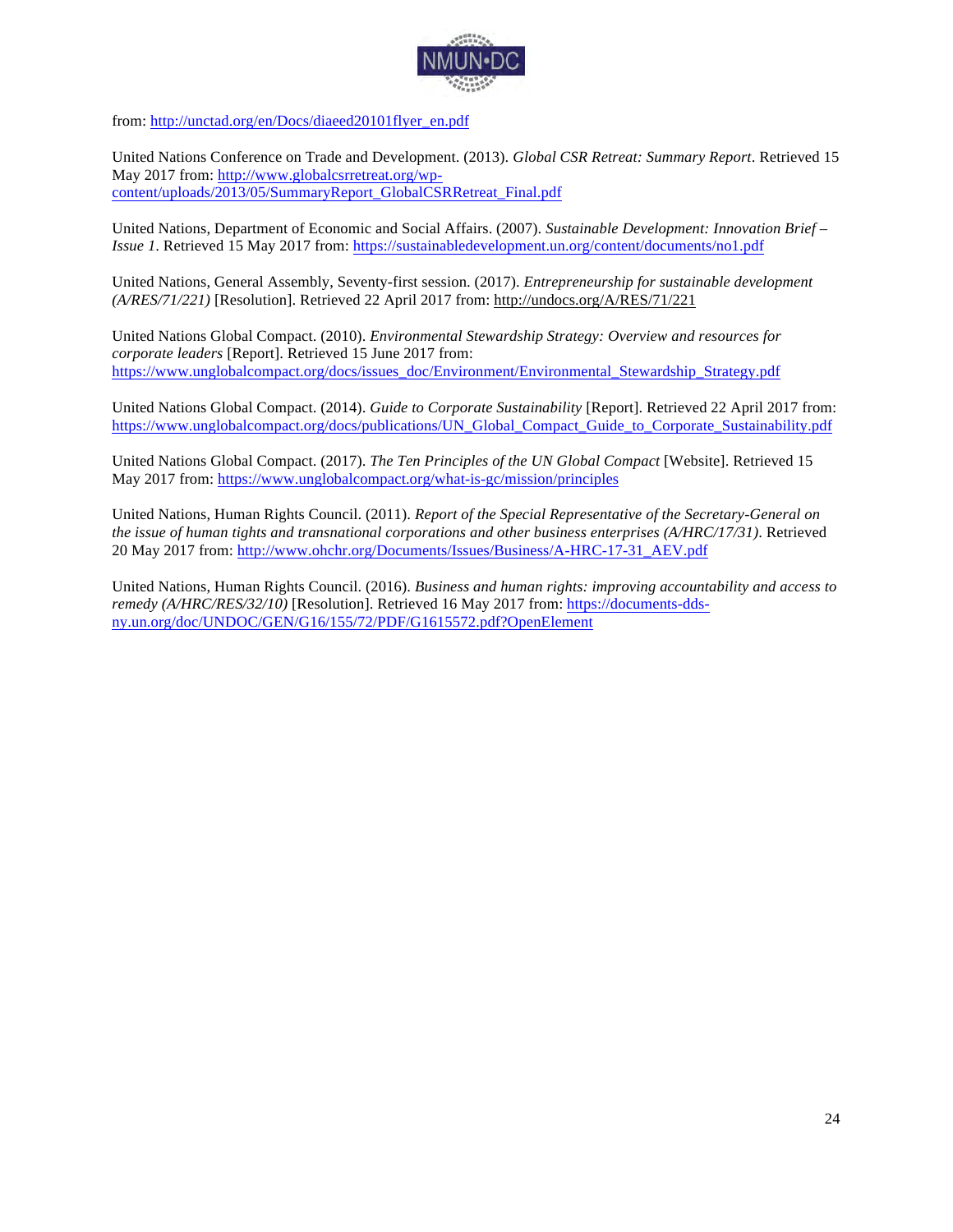from: http://unctad.org/en/Docs/diaeed20101flyer_en.pdf

United Nations Conference on Trade and Development. (2013). *Global CSR Retreat: Summary Report*. Retrieved 15 May 2017 from: http://www.globalcsrretreat.org/wp-content/uploads/2013/05/SummaryReport_GlobalCSRRetreat_Final.pdf

United Nations, Department of Economic and Social Affairs. (2007). *Sustainable Development: Innovation Brief – Issue 1*. Retrieved 15 May 2017 from: https://sustainabledevelopment.un.org/content/documents/no1.pdf

United Nations, General Assembly, Seventy-first session. (2017). *Entrepreneurship for sustainable development (A/RES/71/221)* [Resolution]. Retrieved 22 April 2017 from: http://undocs.org/A/RES/71/221

United Nations Global Compact. (2010). *Environmental Stewardship Strategy: Overview and resources for corporate leaders* [Report]. Retrieved 15 June 2017 from: https://www.unglobalcompact.org/docs/issues_doc/Environment/Environmental_Stewardship_Strategy.pdf

United Nations Global Compact. (2014). *Guide to Corporate Sustainability* [Report]. Retrieved 22 April 2017 from: https://www.unglobalcompact.org/docs/publications/UN_Global_Compact_Guide_to_Corporate_Sustainability.pdf

United Nations Global Compact. (2017). *The Ten Principles of the UN Global Compact* [Website]. Retrieved 15 May 2017 from: https://www.unglobalcompact.org/what-is-gc/mission/principles

United Nations, Human Rights Council. (2011). *Report of the Special Representative of the Secretary-General on the issue of human tights and transnational corporations and other business enterprises (A/HRC/17/31)*. Retrieved 20 May 2017 from: http://www.ohchr.org/Documents/Issues/Business/A-HRC-17-31_AEV.pdf

United Nations, Human Rights Council. (2016). *Business and human rights: improving accountability and access to remedy (A/HRC/RES/32/10)* [Resolution]. Retrieved 16 May 2017 from: https://documents-dds-ny.un.org/doc/UNDOC/GEN/G16/155/72/PDF/G1615572.pdf?OpenElement